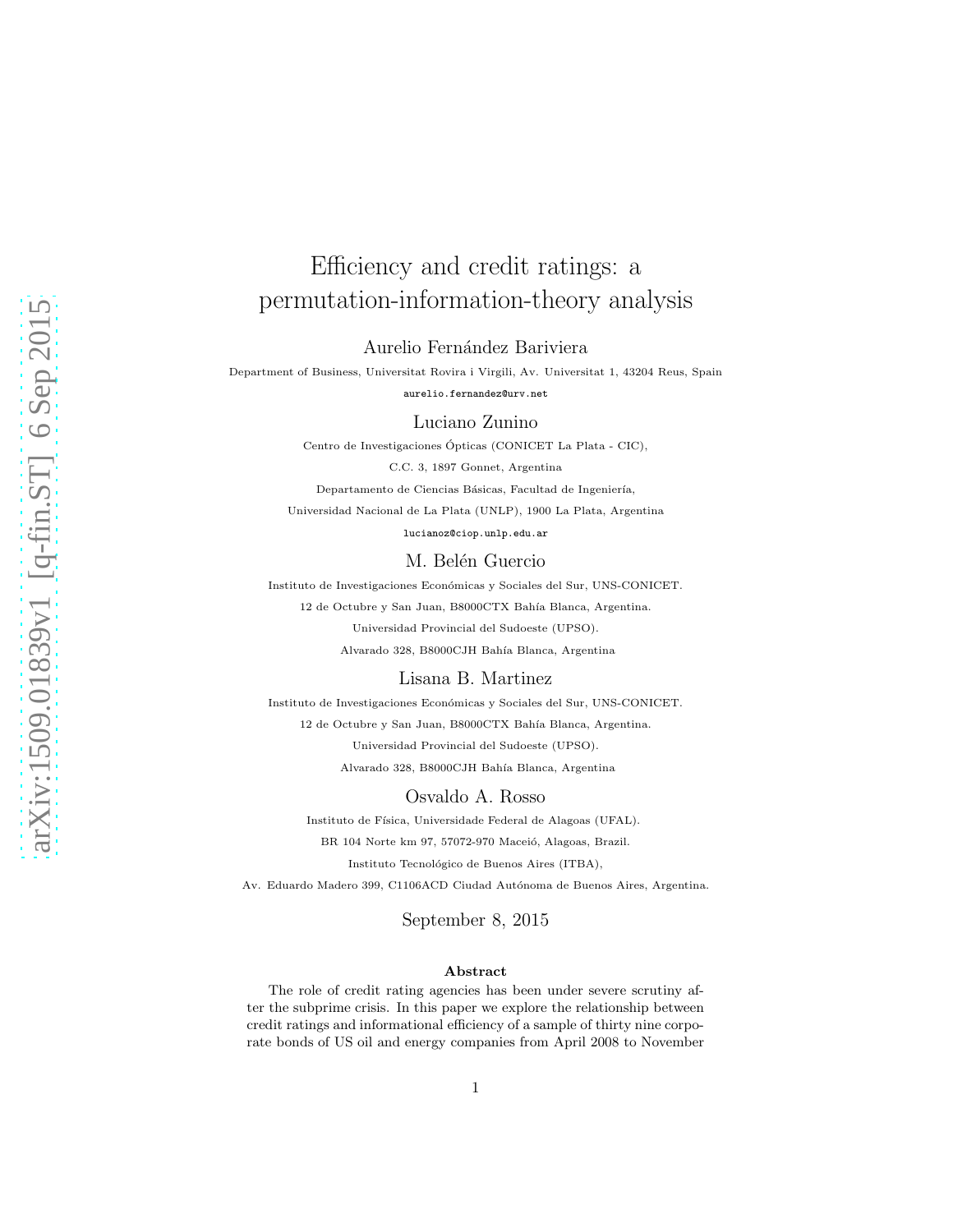# Efficiency and credit ratings: a permutation-information-theory analysis

Aurelio Fernández Bariviera

Department of Business, Universitat Rovira i Virgili, Av. Universitat 1, 43204 Reus, Spain

aurelio.fernandez@urv.net

Luciano Zunino

Centro de Investigaciones Ópticas (CONICET La Plata - CIC),

C.C. 3, 1897 Gonnet, Argentina

Departamento de Ciencias Básicas, Facultad de Ingeniería,

Universidad Nacional de La Plata (UNLP), 1900 La Plata, Argentina

lucianoz@ciop.unlp.edu.ar

M. Belén Guercio

Instituto de Investigaciones Económicas y Sociales del Sur, UNS-CONICET.

12 de Octubre y San Juan, B8000CTX Bahía Blanca, Argentina.

Universidad Provincial del Sudoeste (UPSO).

Alvarado 328, B8000CJH Bahía Blanca, Argentina

Lisana B. Martinez

Instituto de Investigaciones Económicas y Sociales del Sur, UNS-CONICET.

12 de Octubre y San Juan, B8000CTX Bahía Blanca, Argentina.

Universidad Provincial del Sudoeste (UPSO).

Alvarado 328, B8000CJH Bahía Blanca, Argentina

Osvaldo A. Rosso

Instituto de Física, Universidade Federal de Alagoas (UFAL).

BR 104 Norte km 97, 57072-970 Maceió, Alagoas, Brazil.

Instituto Tecnológico de Buenos Aires (ITBA),

Av. Eduardo Madero 399, C1106ACD Ciudad Autónoma de Buenos Aires, Argentina.

September 8, 2015

**Abstract**

The role of credit rating agencies has been under severe scrutiny after the subprime crisis. In this paper we explore the relationship between credit ratings and informational efficiency of a sample of thirty nine corporate bonds of US oil and energy companies from April 2008 to November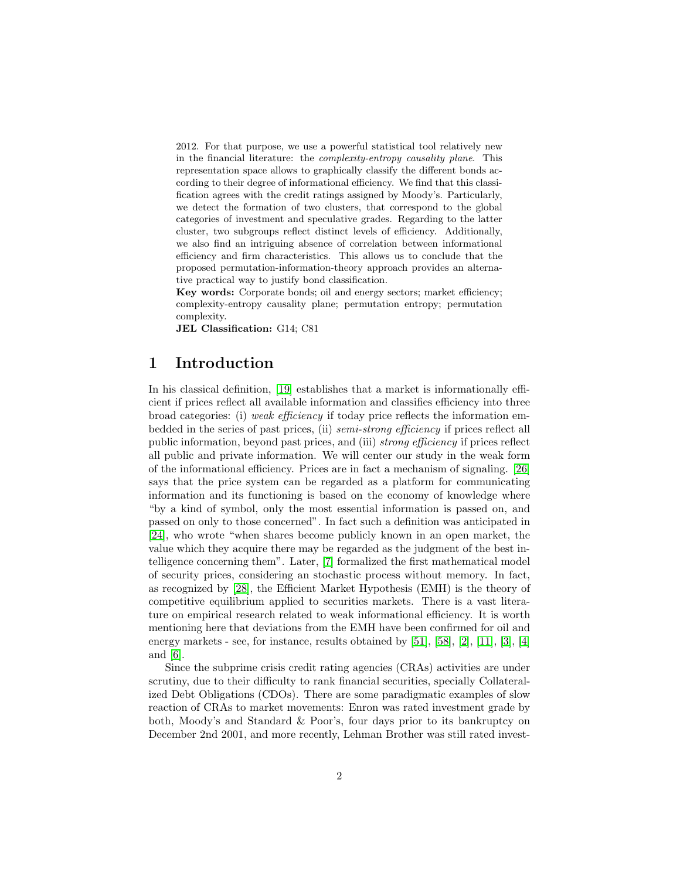2012. For that purpose, we use a powerful statistical tool relatively new in the financial literature: the *complexity-entropy causality plane*. This representation space allows to graphically classify the different bonds according to their degree of informational efficiency. We find that this classification agrees with the credit ratings assigned by Moody's. Particularly, we detect the formation of two clusters, that correspond to the global categories of investment and speculative grades. Regarding to the latter cluster, two subgroups reflect distinct levels of efficiency. Additionally, we also find an intriguing absence of correlation between informational efficiency and firm characteristics. This allows us to conclude that the proposed permutation-information-theory approach provides an alternative practical way to justify bond classification.

**Key words:** Corporate bonds; oil and energy sectors; market efficiency; complexity-entropy causality plane; permutation entropy; permutation complexity.

**JEL Classification:** G14; C81

# 1 Introduction

In his classical definition, [19] establishes that a market is informationally efficient if prices reflect all available information and classifies efficiency into three broad categories: (i) *weak efficiency* if today price reflects the information embedded in the series of past prices, (ii) *semi-strong efficiency* if prices reflect all public information, beyond past prices, and (iii) *strong efficiency* if prices reflect all public and private information. We will center our study in the weak form of the informational efficiency. Prices are in fact a mechanism of signaling. [26] says that the price system can be regarded as a platform for communicating information and its functioning is based on the economy of knowledge where "by a kind of symbol, only the most essential information is passed on, and passed on only to those concerned". In fact such a definition was anticipated in [24], who wrote "when shares become publicly known in an open market, the value which they acquire there may be regarded as the judgment of the best intelligence concerning them". Later, [7] formalized the first mathematical model of security prices, considering an stochastic process without memory. In fact, as recognized by [28], the Efficient Market Hypothesis (EMH) is the theory of competitive equilibrium applied to securities markets. There is a vast literature on empirical research related to weak informational efficiency. It is worth mentioning here that deviations from the EMH have been confirmed for oil and energy markets - see, for instance, results obtained by [51], [58], [2], [11], [3], [4] and [6].

Since the subprime crisis credit rating agencies (CRAs) activities are under scrutiny, due to their difficulty to rank financial securities, specially Collateralized Debt Obligations (CDOs). There are some paradigmatic examples of slow reaction of CRAs to market movements: Enron was rated investment grade by both, Moody's and Standard & Poor's, four days prior to its bankruptcy on December 2nd 2001, and more recently, Lehman Brother was still rated invest-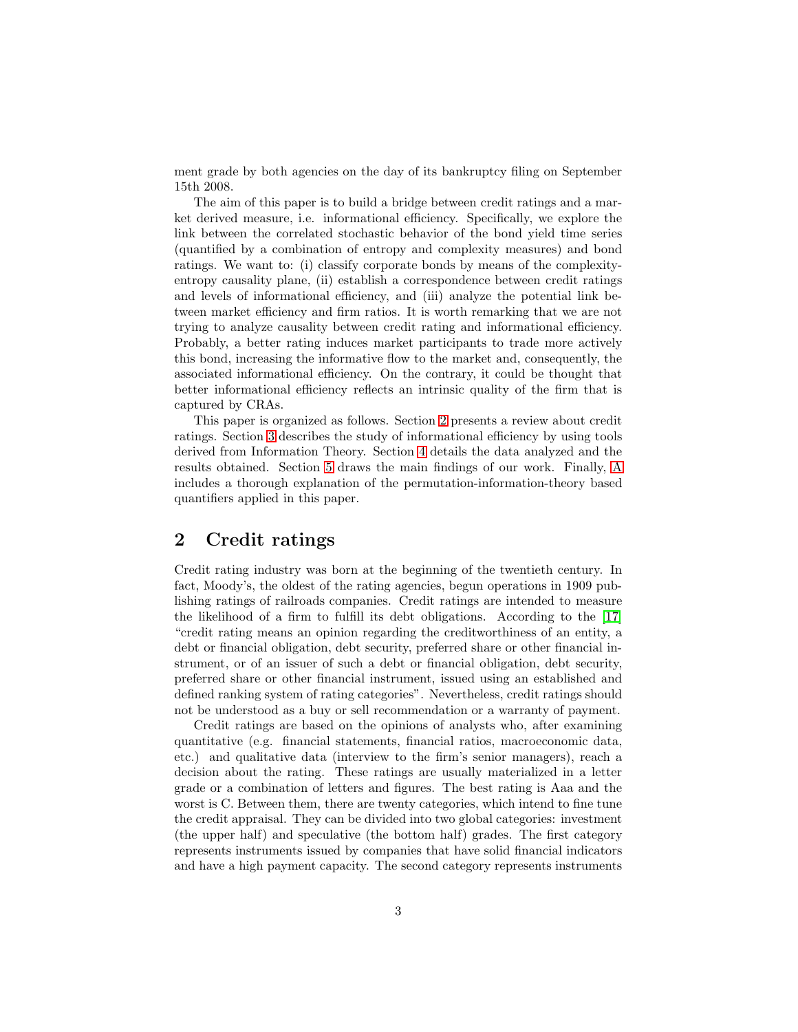ment grade by both agencies on the day of its bankruptcy filing on September 15th 2008.

The aim of this paper is to build a bridge between credit ratings and a market derived measure, i.e. informational efficiency. Specifically, we explore the link between the correlated stochastic behavior of the bond yield time series (quantified by a combination of entropy and complexity measures) and bond ratings. We want to: (i) classify corporate bonds by means of the complexity-entropy causality plane, (ii) establish a correspondence between credit ratings and levels of informational efficiency, and (iii) analyze the potential link between market efficiency and firm ratios. It is worth remarking that we are not trying to analyze causality between credit rating and informational efficiency. Probably, a better rating induces market participants to trade more actively this bond, increasing the informative flow to the market and, consequently, the associated informational efficiency. On the contrary, it could be thought that better informational efficiency reflects an intrinsic quality of the firm that is captured by CRAs.

This paper is organized as follows. Section 2 presents a review about credit ratings. Section 3 describes the study of informational efficiency by using tools derived from Information Theory. Section 4 details the data analyzed and the results obtained. Section 5 draws the main findings of our work. Finally, A includes a thorough explanation of the permutation-information-theory based quantifiers applied in this paper.

## 2 Credit ratings

Credit rating industry was born at the beginning of the twentieth century. In fact, Moody's, the oldest of the rating agencies, begun operations in 1909 publishing ratings of railroads companies. Credit ratings are intended to measure the likelihood of a firm to fulfill its debt obligations. According to the [17] "credit rating means an opinion regarding the creditworthiness of an entity, a debt or financial obligation, debt security, preferred share or other financial instrument, or of an issuer of such a debt or financial obligation, debt security, preferred share or other financial instrument, issued using an established and defined ranking system of rating categories". Nevertheless, credit ratings should not be understood as a buy or sell recommendation or a warranty of payment.

Credit ratings are based on the opinions of analysts who, after examining quantitative (e.g. financial statements, financial ratios, macroeconomic data, etc.) and qualitative data (interview to the firm's senior managers), reach a decision about the rating. These ratings are usually materialized in a letter grade or a combination of letters and figures. The best rating is Aaa and the worst is C. Between them, there are twenty categories, which intend to fine tune the credit appraisal. They can be divided into two global categories: investment (the upper half) and speculative (the bottom half) grades. The first category represents instruments issued by companies that have solid financial indicators and have a high payment capacity. The second category represents instruments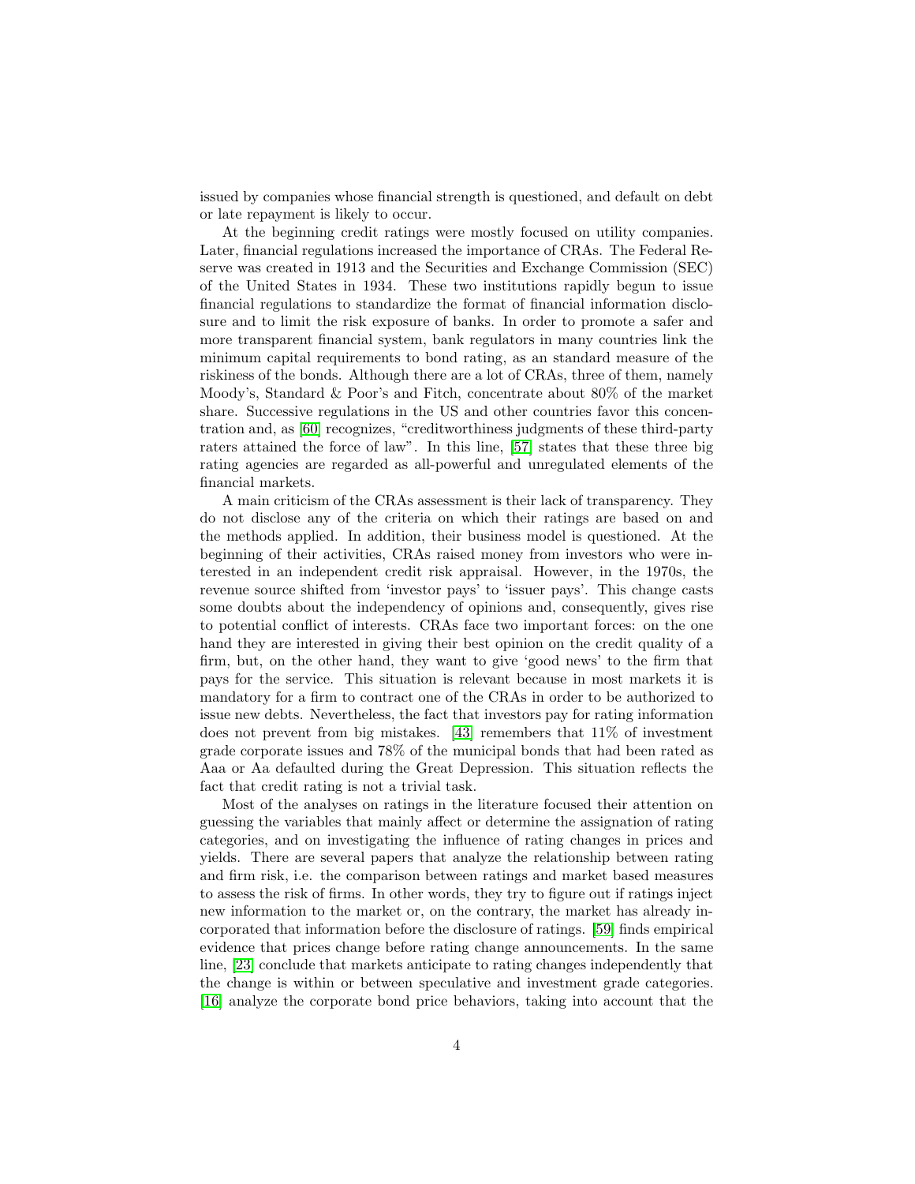issued by companies whose financial strength is questioned, and default on debt or late repayment is likely to occur.

At the beginning credit ratings were mostly focused on utility companies. Later, financial regulations increased the importance of CRAs. The Federal Reserve was created in 1913 and the Securities and Exchange Commission (SEC) of the United States in 1934. These two institutions rapidly begun to issue financial regulations to standardize the format of financial information disclosure and to limit the risk exposure of banks. In order to promote a safer and more transparent financial system, bank regulators in many countries link the minimum capital requirements to bond rating, as an standard measure of the riskiness of the bonds. Although there are a lot of CRAs, three of them, namely Moody's, Standard & Poor's and Fitch, concentrate about 80% of the market share. Successive regulations in the US and other countries favor this concentration and, as [60] recognizes, "creditworthiness judgments of these third-party raters attained the force of law". In this line, [57] states that these three big rating agencies are regarded as all-powerful and unregulated elements of the financial markets.

A main criticism of the CRAs assessment is their lack of transparency. They do not disclose any of the criteria on which their ratings are based on and the methods applied. In addition, their business model is questioned. At the beginning of their activities, CRAs raised money from investors who were interested in an independent credit risk appraisal. However, in the 1970s, the revenue source shifted from 'investor pays' to 'issuer pays'. This change casts some doubts about the independency of opinions and, consequently, gives rise to potential conflict of interests. CRAs face two important forces: on the one hand they are interested in giving their best opinion on the credit quality of a firm, but, on the other hand, they want to give 'good news' to the firm that pays for the service. This situation is relevant because in most markets it is mandatory for a firm to contract one of the CRAs in order to be authorized to issue new debts. Nevertheless, the fact that investors pay for rating information does not prevent from big mistakes. [43] remembers that 11% of investment grade corporate issues and 78% of the municipal bonds that had been rated as Aaa or Aa defaulted during the Great Depression. This situation reflects the fact that credit rating is not a trivial task.

Most of the analyses on ratings in the literature focused their attention on guessing the variables that mainly affect or determine the assignation of rating categories, and on investigating the influence of rating changes in prices and yields. There are several papers that analyze the relationship between rating and firm risk, i.e. the comparison between ratings and market based measures to assess the risk of firms. In other words, they try to figure out if ratings inject new information to the market or, on the contrary, the market has already incorporated that information before the disclosure of ratings. [59] finds empirical evidence that prices change before rating change announcements. In the same line, [23] conclude that markets anticipate to rating changes independently that the change is within or between speculative and investment grade categories. [16] analyze the corporate bond price behaviors, taking into account that the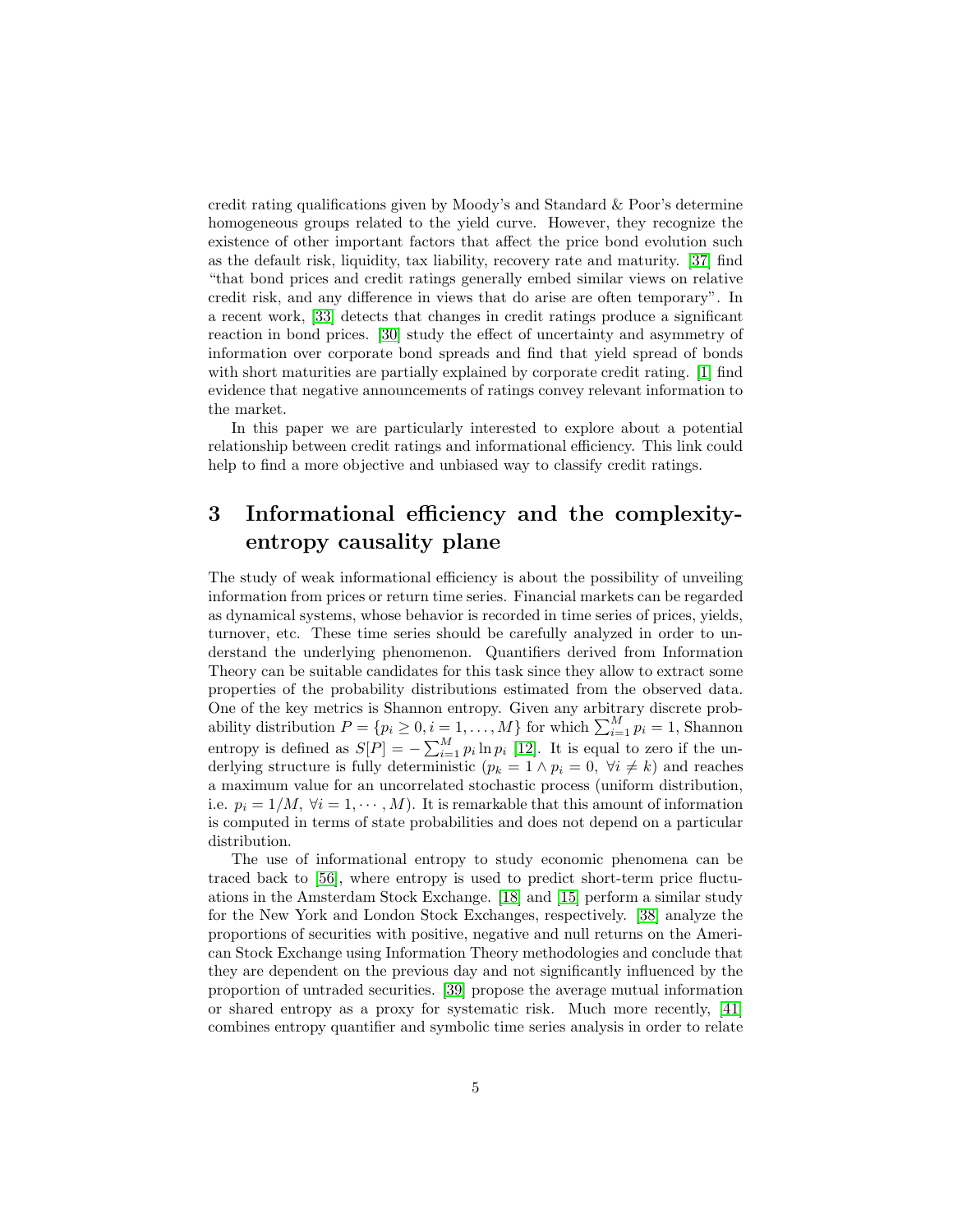credit rating qualifications given by Moody's and Standard & Poor's determine homogeneous groups related to the yield curve. However, they recognize the existence of other important factors that affect the price bond evolution such as the default risk, liquidity, tax liability, recovery rate and maturity. [37] find "that bond prices and credit ratings generally embed similar views on relative credit risk, and any difference in views that do arise are often temporary". In a recent work, [33] detects that changes in credit ratings produce a significant reaction in bond prices. [30] study the effect of uncertainty and asymmetry of information over corporate bond spreads and find that yield spread of bonds with short maturities are partially explained by corporate credit rating. [1] find evidence that negative announcements of ratings convey relevant information to the market.

In this paper we are particularly interested to explore about a potential relationship between credit ratings and informational efficiency. This link could help to find a more objective and unbiased way to classify credit ratings.

## 3 Informational efficiency and the complexity-entropy causality plane

The study of weak informational efficiency is about the possibility of unveiling information from prices or return time series. Financial markets can be regarded as dynamical systems, whose behavior is recorded in time series of prices, yields, turnover, etc. These time series should be carefully analyzed in order to understand the underlying phenomenon. Quantifiers derived from Information Theory can be suitable candidates for this task since they allow to extract some properties of the probability distributions estimated from the observed data. One of the key metrics is Shannon entropy. Given any arbitrary discrete probability distribution $P = \{p_i \geq 0, i = 1, \ldots, M\}$ for which $\sum_{i=1}^{M} p_i = 1$, Shannon entropy is defined as $S[P] = -\sum_{i=1}^{M} p_i \ln p_i$ [12]. It is equal to zero if the underlying structure is fully deterministic ($p_k = 1 \wedge p_i = 0, \ \forall i \neq k$) and reaches a maximum value for an uncorrelated stochastic process (uniform distribution, i.e. $p_i = 1/M, \ \forall i = 1, \cdots, M$). It is remarkable that this amount of information is computed in terms of state probabilities and does not depend on a particular distribution.

The use of informational entropy to study economic phenomena can be traced back to [56], where entropy is used to predict short-term price fluctuations in the Amsterdam Stock Exchange. [18] and [15] perform a similar study for the New York and London Stock Exchanges, respectively. [38] analyze the proportions of securities with positive, negative and null returns on the American Stock Exchange using Information Theory methodologies and conclude that they are dependent on the previous day and not significantly influenced by the proportion of untraded securities. [39] propose the average mutual information or shared entropy as a proxy for systematic risk. Much more recently, [41] combines entropy quantifier and symbolic time series analysis in order to relate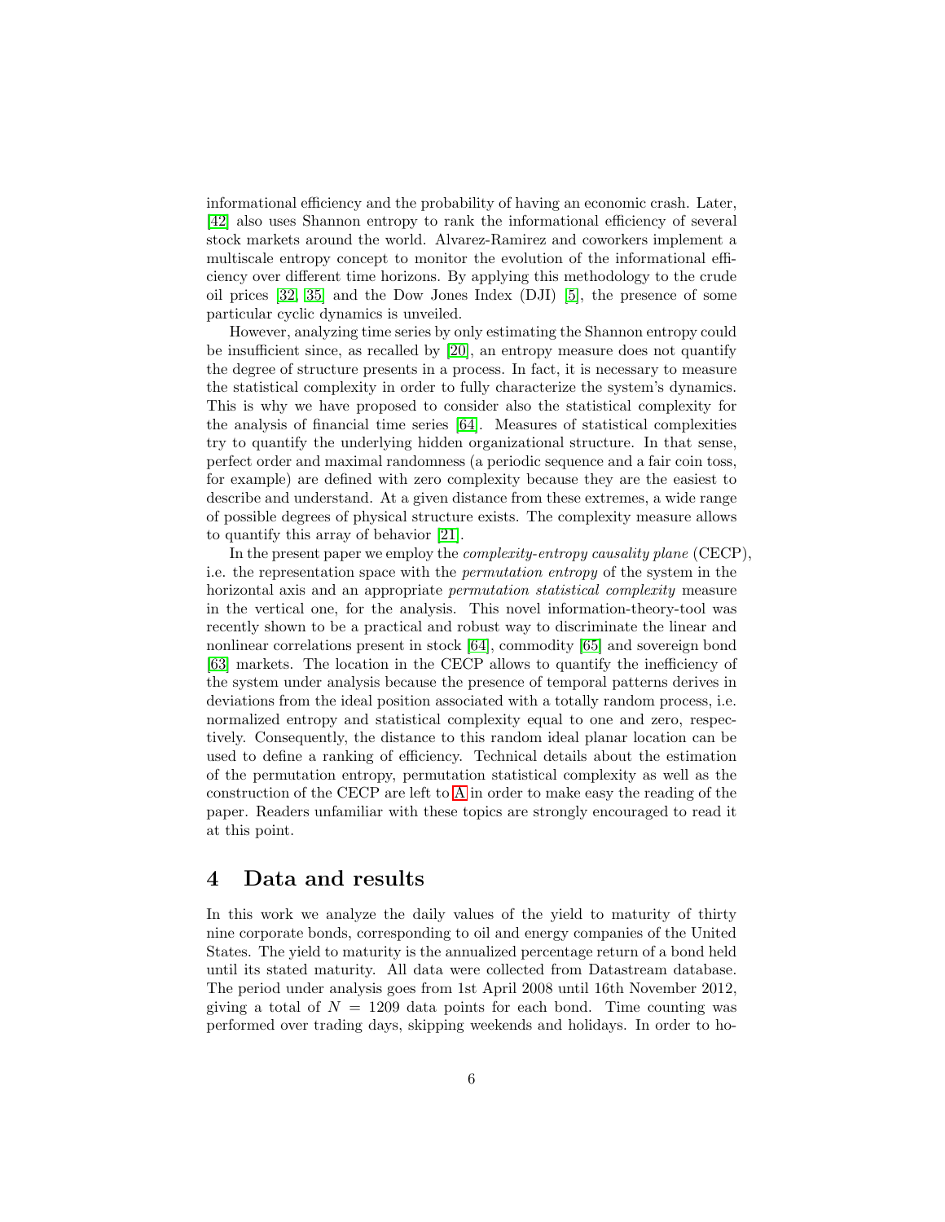informational efficiency and the probability of having an economic crash. Later, [42] also uses Shannon entropy to rank the informational efficiency of several stock markets around the world. Alvarez-Ramirez and coworkers implement a multiscale entropy concept to monitor the evolution of the informational efficiency over different time horizons. By applying this methodology to the crude oil prices [32, 35] and the Dow Jones Index (DJI) [5], the presence of some particular cyclic dynamics is unveiled.

However, analyzing time series by only estimating the Shannon entropy could be insufficient since, as recalled by [20], an entropy measure does not quantify the degree of structure presents in a process. In fact, it is necessary to measure the statistical complexity in order to fully characterize the system's dynamics. This is why we have proposed to consider also the statistical complexity for the analysis of financial time series [64]. Measures of statistical complexities try to quantify the underlying hidden organizational structure. In that sense, perfect order and maximal randomness (a periodic sequence and a fair coin toss, for example) are defined with zero complexity because they are the easiest to describe and understand. At a given distance from these extremes, a wide range of possible degrees of physical structure exists. The complexity measure allows to quantify this array of behavior [21].

In the present paper we employ the *complexity-entropy causality plane* (CECP), i.e. the representation space with the *permutation entropy* of the system in the horizontal axis and an appropriate *permutation statistical complexity* measure in the vertical one, for the analysis. This novel information-theory-tool was recently shown to be a practical and robust way to discriminate the linear and nonlinear correlations present in stock [64], commodity [65] and sovereign bond [63] markets. The location in the CECP allows to quantify the inefficiency of the system under analysis because the presence of temporal patterns derives in deviations from the ideal position associated with a totally random process, i.e. normalized entropy and statistical complexity equal to one and zero, respectively. Consequently, the distance to this random ideal planar location can be used to define a ranking of efficiency. Technical details about the estimation of the permutation entropy, permutation statistical complexity as well as the construction of the CECP are left to A in order to make easy the reading of the paper. Readers unfamiliar with these topics are strongly encouraged to read it at this point.

## 4 Data and results

In this work we analyze the daily values of the yield to maturity of thirty nine corporate bonds, corresponding to oil and energy companies of the United States. The yield to maturity is the annualized percentage return of a bond held until its stated maturity. All data were collected from Datastream database. The period under analysis goes from 1st April 2008 until 16th November 2012, giving a total of $N = 1209$ data points for each bond. Time counting was performed over trading days, skipping weekends and holidays. In order to ho-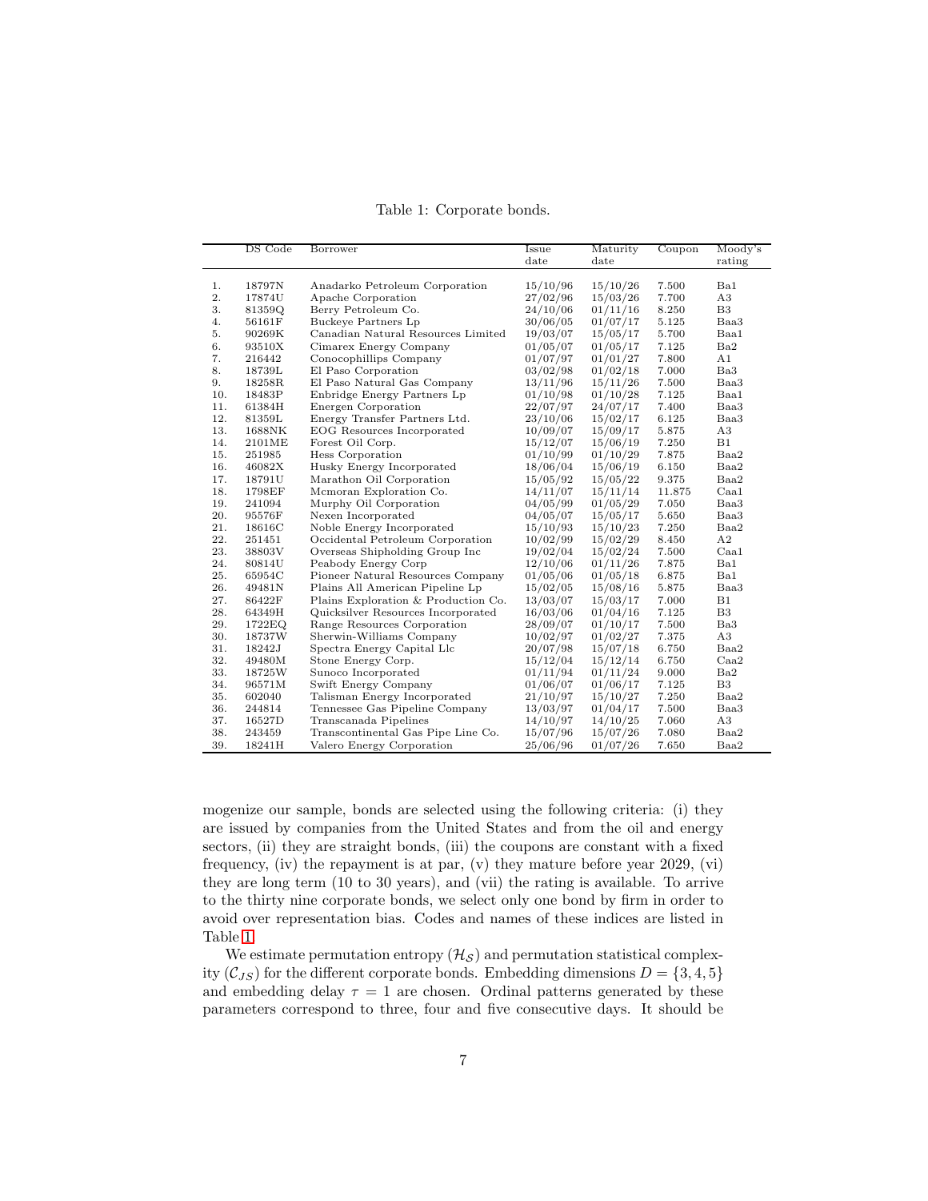Table 1: Corporate bonds.

| | DS Code | Borrower | Issue date | Maturity date | Coupon | Moody's rating |
|---|---|---|---|---|---|---|
| 1. | 18797N | Anadarko Petroleum Corporation | 15/10/96 | 15/10/26 | 7.500 | Ba1 |
| 2. | 17874U | Apache Corporation | 27/02/96 | 15/03/26 | 7.700 | A3 |
| 3. | 81359Q | Berry Petroleum Co. | 24/10/06 | 01/11/16 | 8.250 | B3 |
| 4. | 56161F | Buckeye Partners Lp | 30/06/05 | 01/07/17 | 5.125 | Baa3 |
| 5. | 90269K | Canadian Natural Resources Limited | 19/03/07 | 15/05/17 | 5.700 | Baa1 |
| 6. | 93510X | Cimarex Energy Company | 01/05/07 | 01/05/17 | 7.125 | Ba2 |
| 7. | 216442 | Conocophillips Company | 01/07/97 | 01/01/27 | 7.800 | A1 |
| 8. | 18739L | El Paso Corporation | 03/02/98 | 01/02/18 | 7.000 | Ba3 |
| 9. | 18258R | El Paso Natural Gas Company | 13/11/96 | 15/11/26 | 7.500 | Baa3 |
| 10. | 18483P | Enbridge Energy Partners Lp | 01/10/98 | 01/10/28 | 7.125 | Baa1 |
| 11. | 61384H | Energen Corporation | 22/07/97 | 24/07/17 | 7.400 | Baa3 |
| 12. | 81359L | Energy Transfer Partners Ltd. | 23/10/06 | 15/02/17 | 6.125 | Baa3 |
| 13. | 1688NK | EOG Resources Incorporated | 10/09/07 | 15/09/17 | 5.875 | A3 |
| 14. | 2101ME | Forest Oil Corp. | 15/12/07 | 15/06/19 | 7.250 | B1 |
| 15. | 251985 | Hess Corporation | 01/10/99 | 01/10/29 | 7.875 | Baa2 |
| 16. | 46082X | Husky Energy Incorporated | 18/06/04 | 15/06/19 | 6.150 | Baa2 |
| 17. | 18791U | Marathon Oil Corporation | 15/05/92 | 15/05/22 | 9.375 | Baa2 |
| 18. | 1798EF | Mcmoran Exploration Co. | 14/11/07 | 15/11/14 | 11.875 | Caa1 |
| 19. | 241094 | Murphy Oil Corporation | 04/05/99 | 01/05/29 | 7.050 | Baa3 |
| 20. | 95576F | Nexen Incorporated | 04/05/07 | 15/05/17 | 5.650 | Baa3 |
| 21. | 18616C | Noble Energy Incorporated | 15/10/93 | 15/10/23 | 7.250 | Baa2 |
| 22. | 251451 | Occidental Petroleum Corporation | 10/02/99 | 15/02/29 | 8.450 | A2 |
| 23. | 38803V | Overseas Shipholding Group Inc | 19/02/04 | 15/02/24 | 7.500 | Caa1 |
| 24. | 80814U | Peabody Energy Corp | 12/10/06 | 01/11/26 | 7.875 | Ba1 |
| 25. | 65954C | Pioneer Natural Resources Company | 01/05/06 | 01/05/18 | 6.875 | Ba1 |
| 26. | 49481N | Plains All American Pipeline Lp | 15/02/05 | 15/08/16 | 5.875 | Baa3 |
| 27. | 86422F | Plains Exploration & Production Co. | 13/03/07 | 15/03/17 | 7.000 | B1 |
| 28. | 64349H | Quicksilver Resources Incorporated | 16/03/06 | 01/04/16 | 7.125 | B3 |
| 29. | 1722EQ | Range Resources Corporation | 28/09/07 | 01/10/17 | 7.500 | Ba3 |
| 30. | 18737W | Sherwin-Williams Company | 10/02/97 | 01/02/27 | 7.375 | A3 |
| 31. | 18242J | Spectra Energy Capital Llc | 20/07/98 | 15/07/18 | 6.750 | Baa2 |
| 32. | 49480M | Stone Energy Corp. | 15/12/04 | 15/12/14 | 6.750 | Caa2 |
| 33. | 18725W | Sunoco Incorporated | 01/11/94 | 01/11/24 | 9.000 | Ba2 |
| 34. | 96571M | Swift Energy Company | 01/06/07 | 01/06/17 | 7.125 | B3 |
| 35. | 602040 | Talisman Energy Incorporated | 21/10/97 | 15/10/27 | 7.250 | Baa2 |
| 36. | 244814 | Tennessee Gas Pipeline Company | 13/03/97 | 01/04/17 | 7.500 | Baa3 |
| 37. | 16527D | Transcanada Pipelines | 14/10/97 | 14/10/25 | 7.060 | A3 |
| 38. | 243459 | Transcontinental Gas Pipe Line Co. | 15/07/96 | 15/07/26 | 7.080 | Baa2 |
| 39. | 18241H | Valero Energy Corporation | 25/06/96 | 01/07/26 | 7.650 | Baa2 |

mogenize our sample, bonds are selected using the following criteria: (i) they are issued by companies from the United States and from the oil and energy sectors, (ii) they are straight bonds, (iii) the coupons are constant with a fixed frequency, (iv) the repayment is at par, (v) they mature before year 2029, (vi) they are long term (10 to 30 years), and (vii) the rating is available. To arrive to the thirty nine corporate bonds, we select only one bond by firm in order to avoid over representation bias. Codes and names of these indices are listed in Table 1.

We estimate permutation entropy ($\mathcal{H}_S$) and permutation statistical complexity ($\mathcal{C}_{JS}$) for the different corporate bonds. Embedding dimensions $D = \{3, 4, 5\}$ and embedding delay $\tau = 1$ are chosen. Ordinal patterns generated by these parameters correspond to three, four and five consecutive days. It should be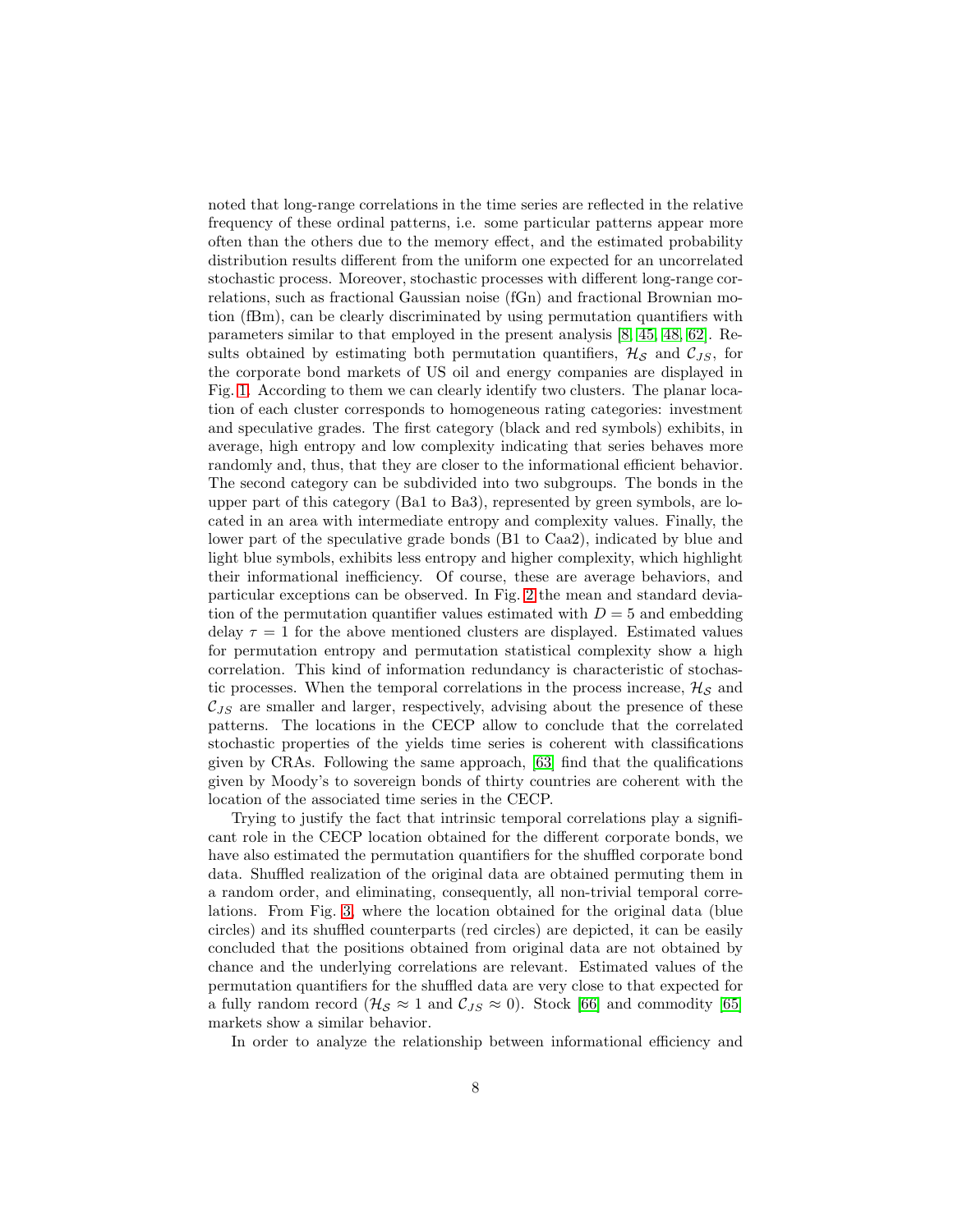noted that long-range correlations in the time series are reflected in the relative frequency of these ordinal patterns, i.e. some particular patterns appear more often than the others due to the memory effect, and the estimated probability distribution results different from the uniform one expected for an uncorrelated stochastic process. Moreover, stochastic processes with different long-range correlations, such as fractional Gaussian noise (fGn) and fractional Brownian motion (fBm), can be clearly discriminated by using permutation quantifiers with parameters similar to that employed in the present analysis [8, 45, 48, 62]. Results obtained by estimating both permutation quantifiers, $\mathcal{H}_{\mathcal{S}}$ and $\mathcal{C}_{JS}$, for the corporate bond markets of US oil and energy companies are displayed in Fig. 1. According to them we can clearly identify two clusters. The planar location of each cluster corresponds to homogeneous rating categories: investment and speculative grades. The first category (black and red symbols) exhibits, in average, high entropy and low complexity indicating that series behaves more randomly and, thus, that they are closer to the informational efficient behavior. The second category can be subdivided into two subgroups. The bonds in the upper part of this category (Ba1 to Ba3), represented by green symbols, are located in an area with intermediate entropy and complexity values. Finally, the lower part of the speculative grade bonds (B1 to Caa2), indicated by blue and light blue symbols, exhibits less entropy and higher complexity, which highlight their informational inefficiency. Of course, these are average behaviors, and particular exceptions can be observed. In Fig. 2 the mean and standard deviation of the permutation quantifier values estimated with $D = 5$ and embedding delay $\tau = 1$ for the above mentioned clusters are displayed. Estimated values for permutation entropy and permutation statistical complexity show a high correlation. This kind of information redundancy is characteristic of stochastic processes. When the temporal correlations in the process increase, $\mathcal{H}_{\mathcal{S}}$ and $\mathcal{C}_{JS}$ are smaller and larger, respectively, advising about the presence of these patterns. The locations in the CECP allow to conclude that the correlated stochastic properties of the yields time series is coherent with classifications given by CRAs. Following the same approach, [63] find that the qualifications given by Moody's to sovereign bonds of thirty countries are coherent with the location of the associated time series in the CECP.

Trying to justify the fact that intrinsic temporal correlations play a significant role in the CECP location obtained for the different corporate bonds, we have also estimated the permutation quantifiers for the shuffled corporate bond data. Shuffled realization of the original data are obtained permuting them in a random order, and eliminating, consequently, all non-trivial temporal correlations. From Fig. 3, where the location obtained for the original data (blue circles) and its shuffled counterparts (red circles) are depicted, it can be easily concluded that the positions obtained from original data are not obtained by chance and the underlying correlations are relevant. Estimated values of the permutation quantifiers for the shuffled data are very close to that expected for a fully random record ($\mathcal{H}_{\mathcal{S}} \approx 1$ and $\mathcal{C}_{JS} \approx 0$). Stock [66] and commodity [65] markets show a similar behavior.

In order to analyze the relationship between informational efficiency and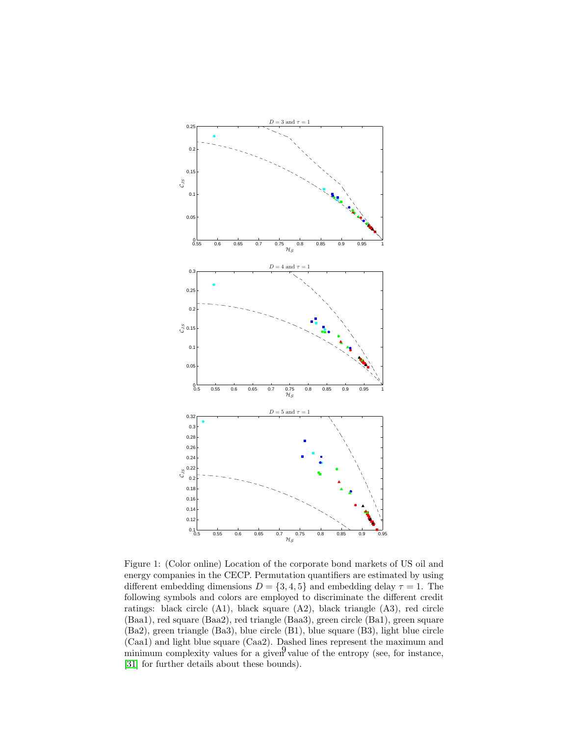Figure 1: (Color online) Location of the corporate bond markets of US oil and energy companies in the CECP. Permutation quantifiers are estimated by using different embedding dimensions $D = \{3, 4, 5\}$ and embedding delay $\tau = 1$. The following symbols and colors are employed to discriminate the different credit ratings: black circle (A1), black square (A2), black triangle (A3), red circle (Baa1), red square (Baa2), red triangle (Baa3), green circle (Ba1), green square (Ba2), green triangle (Ba3), blue circle (B1), blue square (B3), light blue circle (Caa1) and light blue square (Caa2). Dashed lines represent the maximum and minimum complexity values for a given value of the entropy (see, for instance, [31] for further details about these bounds).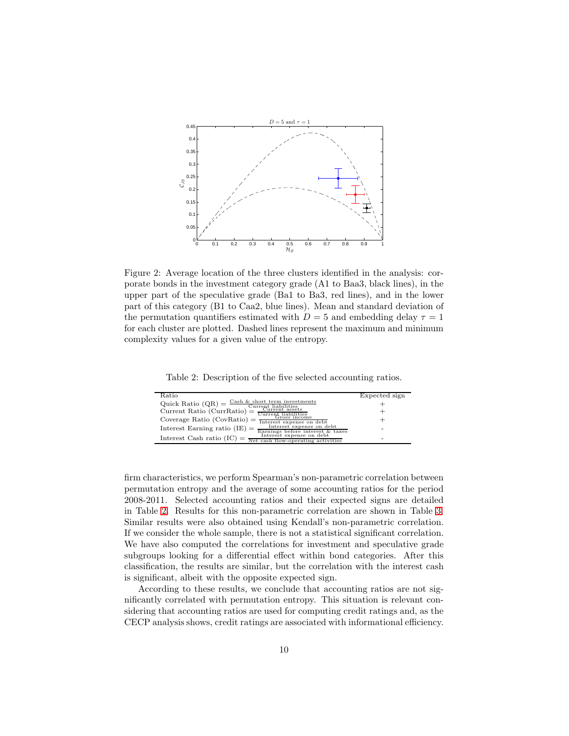Figure 2: Average location of the three clusters identified in the analysis: corporate bonds in the investment category grade (A1 to Baa3, black lines), in the upper part of the speculative grade (Ba1 to Ba3, red lines), and in the lower part of this category (B1 to Caa2, blue lines). Mean and standard deviation of the permutation quantifiers estimated with $D = 5$ and embedding delay $\tau = 1$ for each cluster are plotted. Dashed lines represent the maximum and minimum complexity values for a given value of the entropy.

Table 2: Description of the five selected accounting ratios.

| Ratio | Expected sign |
|---|---|
| Quick Ratio (QR) = $\frac{\text{Cash \& short term investments}}{\text{Current liabilities}}$ | + |
| Current Ratio (CurrRatio) = $\frac{\text{Current assets}}{\text{Current liabilities}}$ | + |
| Coverage Ratio (CovRatio) = $\frac{\text{Gross income}}{\text{Interest expense on debt}}$ | + |
| Interest Earning ratio (IE) = $\frac{\text{Interest expense on debt}}{\text{Earnings before interest \& taxes}}$ | - |
| Interest Cash ratio (IC) = $\frac{\text{Interest expense on debt}}{\text{Net cash flow-operating activities}}$ | - |

firm characteristics, we perform Spearman's non-parametric correlation between permutation entropy and the average of some accounting ratios for the period 2008-2011. Selected accounting ratios and their expected signs are detailed in Table 2. Results for this non-parametric correlation are shown in Table 3. Similar results were also obtained using Kendall's non-parametric correlation. If we consider the whole sample, there is not a statistical significant correlation. We have also computed the correlations for investment and speculative grade subgroups looking for a differential effect within bond categories. After this classification, the results are similar, but the correlation with the interest cash is significant, albeit with the opposite expected sign.

According to these results, we conclude that accounting ratios are not significantly correlated with permutation entropy. This situation is relevant considering that accounting ratios are used for computing credit ratings and, as the CECP analysis shows, credit ratings are associated with informational efficiency.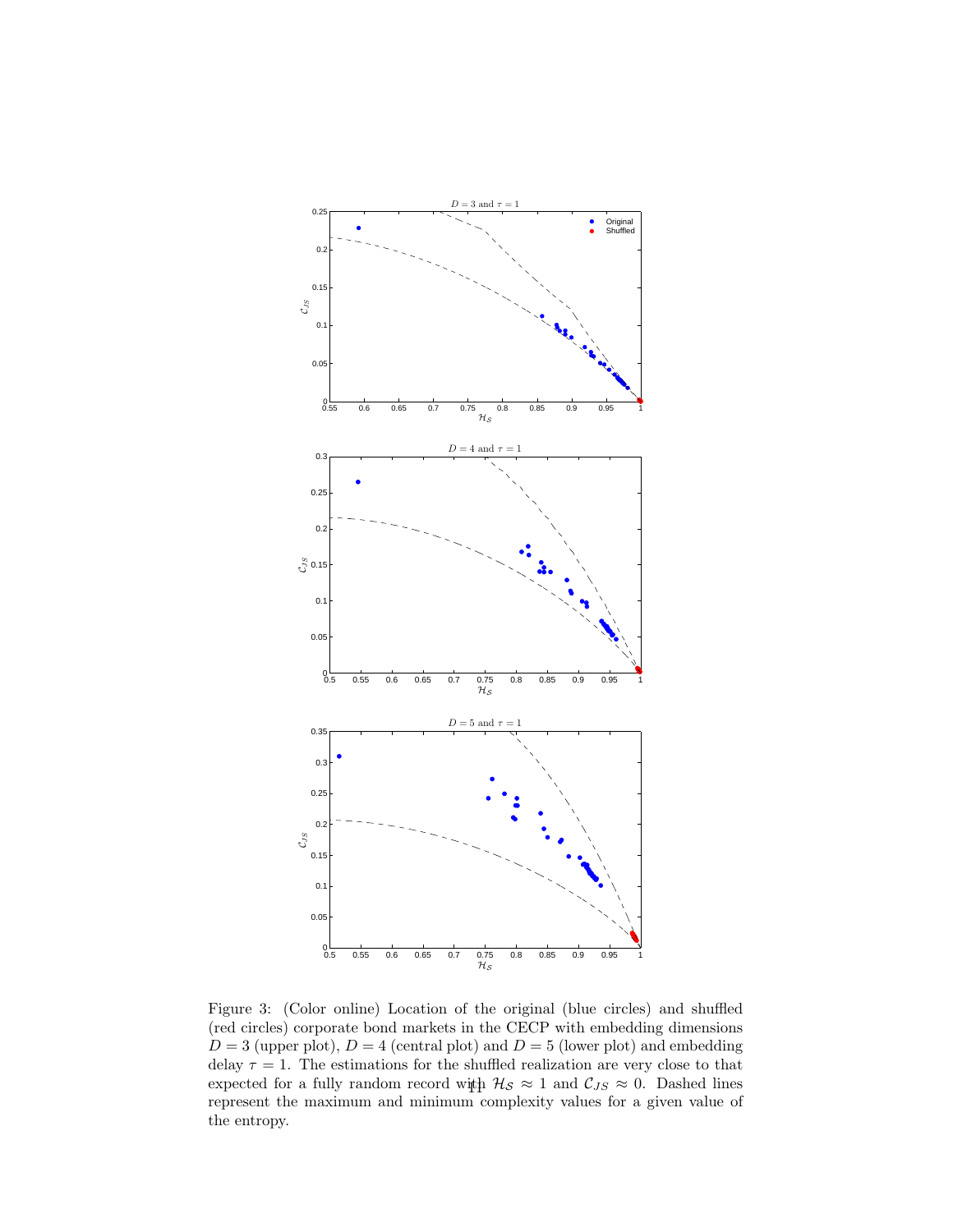Figure 3: (Color online) Location of the original (blue circles) and shuffled (red circles) corporate bond markets in the CECP with embedding dimensions $D = 3$ (upper plot), $D = 4$ (central plot) and $D = 5$ (lower plot) and embedding delay $\tau = 1$. The estimations for the shuffled realization are very close to that expected for a fully random record with $\mathcal{H}_S \approx 1$ and $\mathcal{C}_{JS} \approx 0$. Dashed lines represent the maximum and minimum complexity values for a given value of the entropy.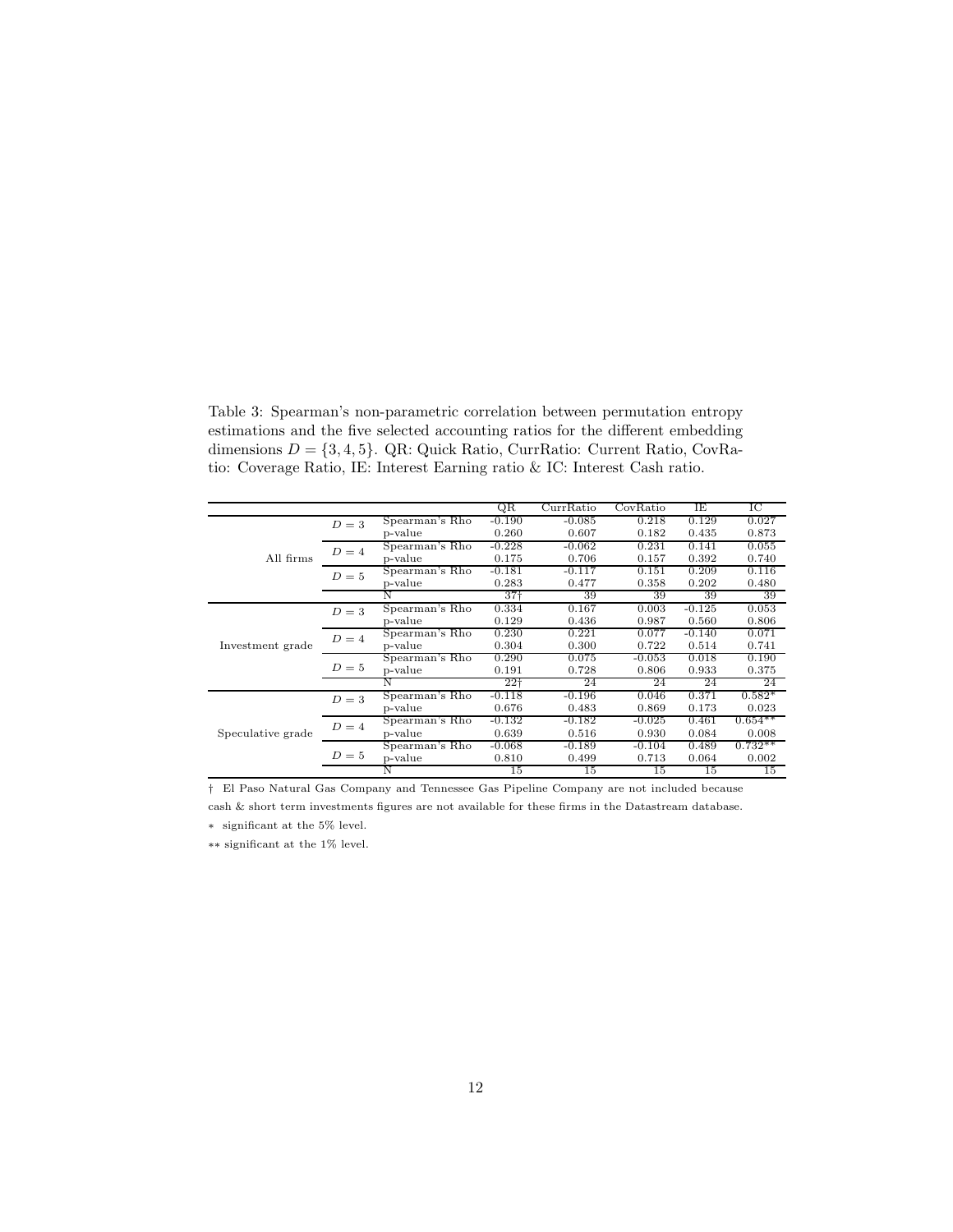Table 3: Spearman's non-parametric correlation between permutation entropy estimations and the five selected accounting ratios for the different embedding dimensions $D = \{3, 4, 5\}$. QR: Quick Ratio, CurrRatio: Current Ratio, CovRatio: Coverage Ratio, IE: Interest Earning ratio & IC: Interest Cash ratio.

| | | | QR | CurrRatio | CovRatio | IE | IC |
|---|---|---|---|---|---|---|---|
| All firms | $D = 3$ | Spearman's Rho | -0.190 | -0.085 | 0.218 | 0.129 | 0.027 |
| | | p-value | 0.260 | 0.607 | 0.182 | 0.435 | 0.873 |
| | $D = 4$ | Spearman's Rho | -0.228 | -0.062 | 0.231 | 0.141 | 0.055 |
| | | p-value | 0.175 | 0.706 | 0.157 | 0.392 | 0.740 |
| | $D = 5$ | Spearman's Rho | -0.181 | -0.117 | 0.151 | 0.209 | 0.116 |
| | | p-value | 0.283 | 0.477 | 0.358 | 0.202 | 0.480 |
| | | N | 37† | 39 | 39 | 39 | 39 |
| Investment grade | $D = 3$ | Spearman's Rho | 0.334 | 0.167 | 0.003 | -0.125 | 0.053 |
| | | p-value | 0.129 | 0.436 | 0.987 | 0.560 | 0.806 |
| | $D = 4$ | Spearman's Rho | 0.230 | 0.221 | 0.077 | -0.140 | 0.071 |
| | | p-value | 0.304 | 0.300 | 0.722 | 0.514 | 0.741 |
| | $D = 5$ | Spearman's Rho | 0.290 | 0.075 | -0.053 | 0.018 | 0.190 |
| | | p-value | 0.191 | 0.728 | 0.806 | 0.933 | 0.375 |
| | | N | 22† | 24 | 24 | 24 | 24 |
| Speculative grade | $D = 3$ | Spearman's Rho | -0.118 | -0.196 | 0.046 | 0.371 | 0.582* |
| | | p-value | 0.676 | 0.483 | 0.869 | 0.173 | 0.023 |
| | $D = 4$ | Spearman's Rho | -0.132 | -0.182 | -0.025 | 0.461 | 0.654** |
| | | p-value | 0.639 | 0.516 | 0.930 | 0.084 | 0.008 |
| | $D = 5$ | Spearman's Rho | -0.068 | -0.189 | -0.104 | 0.489 | 0.732** |
| | | p-value | 0.810 | 0.499 | 0.713 | 0.064 | 0.002 |
| | | N | 15 | 15 | 15 | 15 | 15 |

† El Paso Natural Gas Company and Tennessee Gas Pipeline Company are not included because cash & short term investments figures are not available for these firms in the Datastream database.

* significant at the 5% level.

** significant at the 1% level.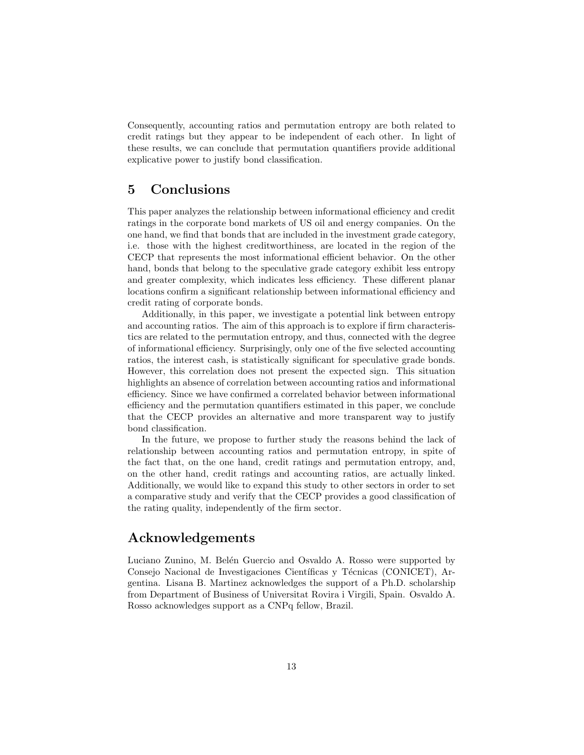Consequently, accounting ratios and permutation entropy are both related to credit ratings but they appear to be independent of each other. In light of these results, we can conclude that permutation quantifiers provide additional explicative power to justify bond classification.

## 5 Conclusions

This paper analyzes the relationship between informational efficiency and credit ratings in the corporate bond markets of US oil and energy companies. On the one hand, we find that bonds that are included in the investment grade category, i.e. those with the highest creditworthiness, are located in the region of the CECP that represents the most informational efficient behavior. On the other hand, bonds that belong to the speculative grade category exhibit less entropy and greater complexity, which indicates less efficiency. These different planar locations confirm a significant relationship between informational efficiency and credit rating of corporate bonds.

Additionally, in this paper, we investigate a potential link between entropy and accounting ratios. The aim of this approach is to explore if firm characteristics are related to the permutation entropy, and thus, connected with the degree of informational efficiency. Surprisingly, only one of the five selected accounting ratios, the interest cash, is statistically significant for speculative grade bonds. However, this correlation does not present the expected sign. This situation highlights an absence of correlation between accounting ratios and informational efficiency. Since we have confirmed a correlated behavior between informational efficiency and the permutation quantifiers estimated in this paper, we conclude that the CECP provides an alternative and more transparent way to justify bond classification.

In the future, we propose to further study the reasons behind the lack of relationship between accounting ratios and permutation entropy, in spite of the fact that, on the one hand, credit ratings and permutation entropy, and, on the other hand, credit ratings and accounting ratios, are actually linked. Additionally, we would like to expand this study to other sectors in order to set a comparative study and verify that the CECP provides a good classification of the rating quality, independently of the firm sector.

## Acknowledgements

Luciano Zunino, M. Belén Guercio and Osvaldo A. Rosso were supported by Consejo Nacional de Investigaciones Científicas y Técnicas (CONICET), Argentina. Lisana B. Martinez acknowledges the support of a Ph.D. scholarship from Department of Business of Universitat Rovira i Virgili, Spain. Osvaldo A. Rosso acknowledges support as a CNPq fellow, Brazil.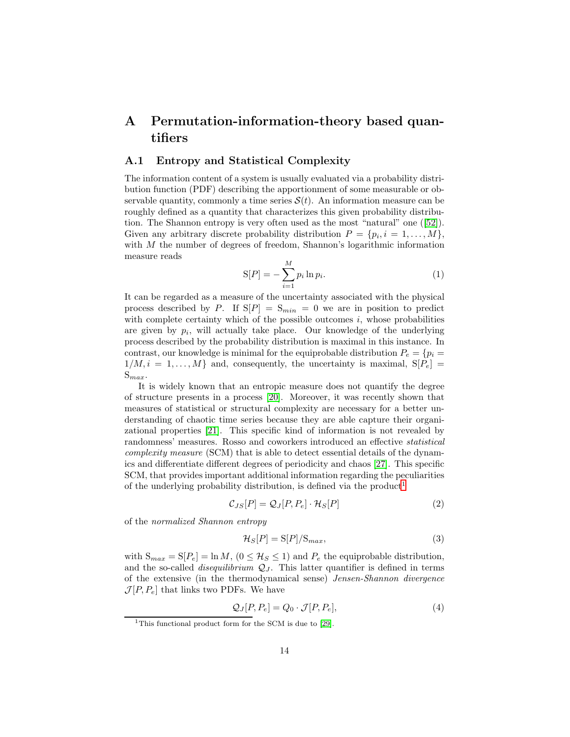# A Permutation-information-theory based quantifiers

## A.1 Entropy and Statistical Complexity

The information content of a system is usually evaluated via a probability distribution function (PDF) describing the apportionment of some measurable or observable quantity, commonly a time series $\mathcal{S}(t)$. An information measure can be roughly defined as a quantity that characterizes this given probability distribution. The Shannon entropy is very often used as the most "natural" one ([52]). Given any arbitrary discrete probability distribution $P = \{p_i, i = 1, \ldots, M\}$, with $M$ the number of degrees of freedom, Shannon's logarithmic information measure reads

$$\mathrm{S}[P] = -\sum_{i=1}^{M} p_i \ln p_i. \tag{1}$$

It can be regarded as a measure of the uncertainty associated with the physical process described by $P$. If $\mathrm{S}[P] = \mathrm{S}_{min} = 0$ we are in position to predict with complete certainty which of the possible outcomes $i$, whose probabilities are given by $p_i$, will actually take place. Our knowledge of the underlying process described by the probability distribution is maximal in this instance. In contrast, our knowledge is minimal for the equiprobable distribution $P_e = \{p_i = 1/M, i = 1, \ldots, M\}$ and, consequently, the uncertainty is maximal, $\mathrm{S}[P_e] = \mathrm{S}_{max}$.

It is widely known that an entropic measure does not quantify the degree of structure presents in a process [20]. Moreover, it was recently shown that measures of statistical or structural complexity are necessary for a better understanding of chaotic time series because they are able capture their organizational properties [21]. This specific kind of information is not revealed by randomness' measures. Rosso and coworkers introduced an effective *statistical complexity measure* (SCM) that is able to detect essential details of the dynamics and differentiate different degrees of periodicity and chaos [27]. This specific SCM, that provides important additional information regarding the peculiarities of the underlying probability distribution, is defined via the product[1]

$$\mathcal{C}_{JS}[P] = \mathcal{Q}_J[P, P_e] \cdot \mathcal{H}_S[P] \tag{2}$$

of the *normalized Shannon entropy*

$$\mathcal{H}_S[P] = \mathrm{S}[P]/\mathrm{S}_{max}, \tag{3}$$

with $\mathrm{S}_{max} = \mathrm{S}[P_e] = \ln M$, $(0 \leq \mathcal{H}_S \leq 1)$ and $P_e$ the equiprobable distribution, and the so-called *disequilibrium* $\mathcal{Q}_J$. This latter quantifier is defined in terms of the extensive (in the thermodynamical sense) *Jensen-Shannon divergence* $\mathcal{J}[P, P_e]$ that links two PDFs. We have

$$\mathcal{Q}_J[P, P_e] = Q_0 \cdot \mathcal{J}[P, P_e], \tag{4}$$

[1] This functional product form for the SCM is due to [29].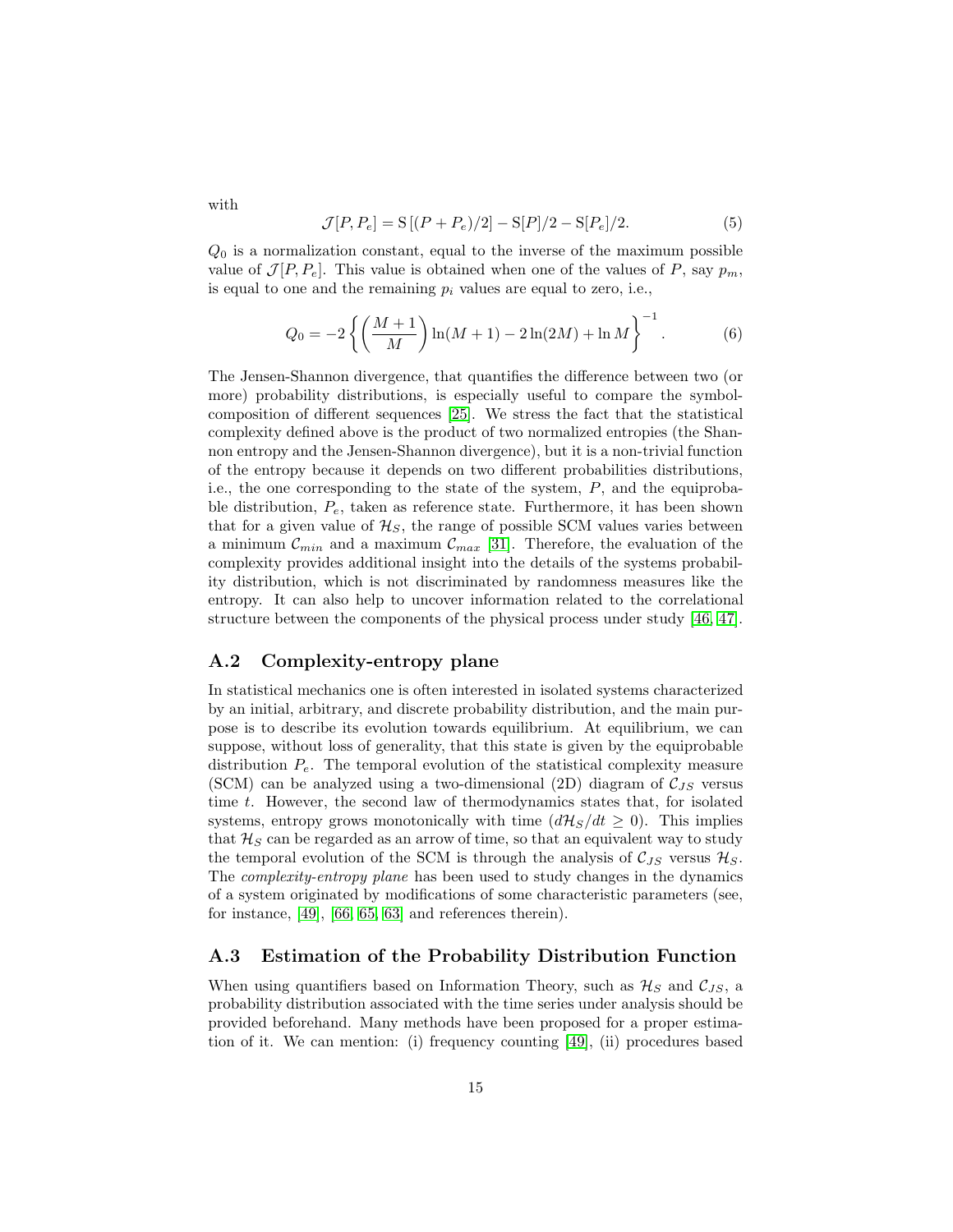with

$$\mathcal{J}[P, P_e] = \mathrm{S}\left[(P + P_e)/2\right] - \mathrm{S}[P]/2 - \mathrm{S}[P_e]/2. \tag{5}$$

$Q_0$ is a normalization constant, equal to the inverse of the maximum possible value of $\mathcal{J}[P, P_e]$. This value is obtained when one of the values of $P$, say $p_m$, is equal to one and the remaining $p_i$ values are equal to zero, i.e.,

$$Q_0 = -2\left\{\left(\frac{M+1}{M}\right)\ln(M+1) - 2\ln(2M) + \ln M\right\}^{-1}. \tag{6}$$

The Jensen-Shannon divergence, that quantifies the difference between two (or more) probability distributions, is especially useful to compare the symbol-composition of different sequences [25]. We stress the fact that the statistical complexity defined above is the product of two normalized entropies (the Shannon entropy and the Jensen-Shannon divergence), but it is a non-trivial function of the entropy because it depends on two different probabilities distributions, i.e., the one corresponding to the state of the system, $P$, and the equiprobable distribution, $P_e$, taken as reference state. Furthermore, it has been shown that for a given value of $\mathcal{H}_S$, the range of possible SCM values varies between a minimum $\mathcal{C}_{min}$ and a maximum $\mathcal{C}_{max}$ [31]. Therefore, the evaluation of the complexity provides additional insight into the details of the systems probability distribution, which is not discriminated by randomness measures like the entropy. It can also help to uncover information related to the correlational structure between the components of the physical process under study [46, 47].

## A.2 Complexity-entropy plane

In statistical mechanics one is often interested in isolated systems characterized by an initial, arbitrary, and discrete probability distribution, and the main purpose is to describe its evolution towards equilibrium. At equilibrium, we can suppose, without loss of generality, that this state is given by the equiprobable distribution $P_e$. The temporal evolution of the statistical complexity measure (SCM) can be analyzed using a two-dimensional (2D) diagram of $\mathcal{C}_{JS}$ versus time $t$. However, the second law of thermodynamics states that, for isolated systems, entropy grows monotonically with time ($d\mathcal{H}_S/dt \geq 0$). This implies that $\mathcal{H}_S$ can be regarded as an arrow of time, so that an equivalent way to study the temporal evolution of the SCM is through the analysis of $\mathcal{C}_{JS}$ versus $\mathcal{H}_S$. The *complexity-entropy plane* has been used to study changes in the dynamics of a system originated by modifications of some characteristic parameters (see, for instance, [49], [66, 65, 63] and references therein).

## A.3 Estimation of the Probability Distribution Function

When using quantifiers based on Information Theory, such as $\mathcal{H}_S$ and $\mathcal{C}_{JS}$, a probability distribution associated with the time series under analysis should be provided beforehand. Many methods have been proposed for a proper estimation of it. We can mention: (i) frequency counting [49], (ii) procedures based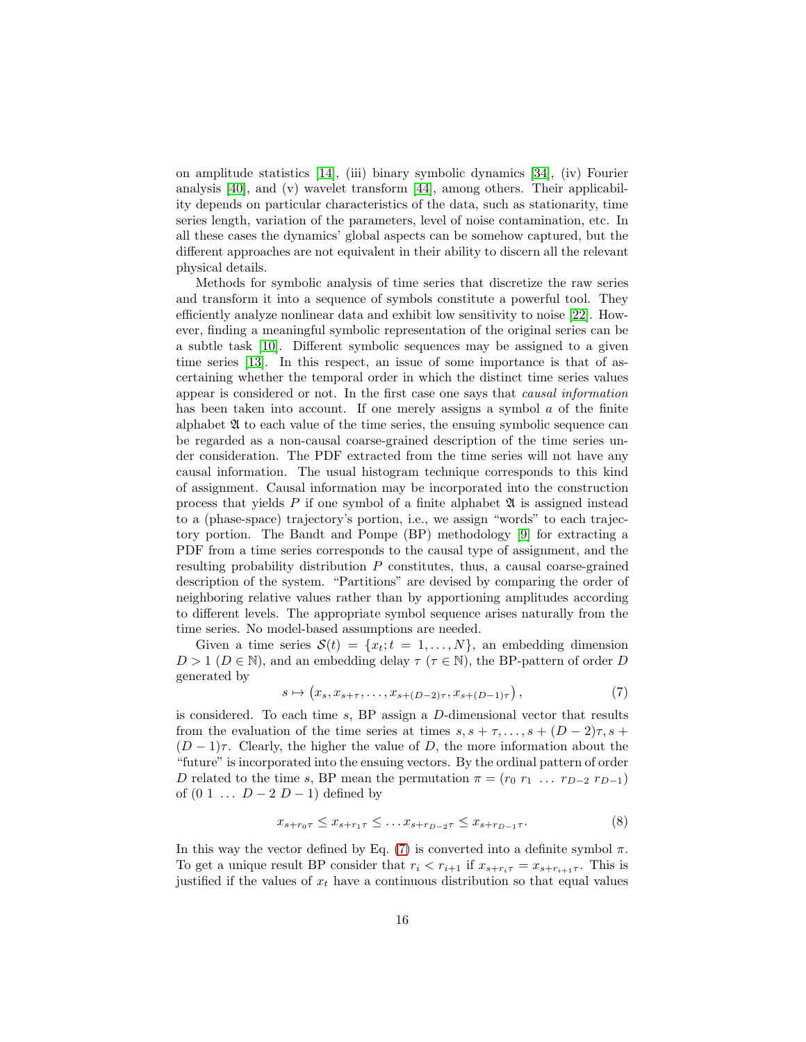on amplitude statistics [14], (iii) binary symbolic dynamics [34], (iv) Fourier analysis [40], and (v) wavelet transform [44], among others. Their applicability depends on particular characteristics of the data, such as stationarity, time series length, variation of the parameters, level of noise contamination, etc. In all these cases the dynamics' global aspects can be somehow captured, but the different approaches are not equivalent in their ability to discern all the relevant physical details.

Methods for symbolic analysis of time series that discretize the raw series and transform it into a sequence of symbols constitute a powerful tool. They efficiently analyze nonlinear data and exhibit low sensitivity to noise [22]. However, finding a meaningful symbolic representation of the original series can be a subtle task [10]. Different symbolic sequences may be assigned to a given time series [13]. In this respect, an issue of some importance is that of ascertaining whether the temporal order in which the distinct time series values appear is considered or not. In the first case one says that *causal information* has been taken into account. If one merely assigns a symbol $a$ of the finite alphabet $\mathfrak{A}$ to each value of the time series, the ensuing symbolic sequence can be regarded as a non-causal coarse-grained description of the time series under consideration. The PDF extracted from the time series will not have any causal information. The usual histogram technique corresponds to this kind of assignment. Causal information may be incorporated into the construction process that yields $P$ if one symbol of a finite alphabet $\mathfrak{A}$ is assigned instead to a (phase-space) trajectory's portion, i.e., we assign "words" to each trajectory portion. The Bandt and Pompe (BP) methodology [9] for extracting a PDF from a time series corresponds to the causal type of assignment, and the resulting probability distribution $P$ constitutes, thus, a causal coarse-grained description of the system. "Partitions" are devised by comparing the order of neighboring relative values rather than by apportioning amplitudes according to different levels. The appropriate symbol sequence arises naturally from the time series. No model-based assumptions are needed.

Given a time series $\mathcal{S}(t) = \{x_t; t = 1, \ldots, N\}$, an embedding dimension $D > 1$ ($D \in \mathbb{N}$), and an embedding delay $\tau$ ($\tau \in \mathbb{N}$), the BP-pattern of order $D$ generated by

$$s \mapsto \left(x_s, x_{s+\tau}, \ldots, x_{s+(D-2)\tau}, x_{s+(D-1)\tau}\right), \tag{7}$$

is considered. To each time $s$, BP assign a $D$-dimensional vector that results from the evaluation of the time series at times $s, s+\tau, \ldots, s+(D-2)\tau, s+(D-1)\tau$. Clearly, the higher the value of $D$, the more information about the "future" is incorporated into the ensuing vectors. By the ordinal pattern of order $D$ related to the time $s$, BP mean the permutation $\pi = (r_0\ r_1\ \ldots\ r_{D-2}\ r_{D-1})$ of $(0\ 1\ \ldots\ D-2\ D-1)$ defined by

$$x_{s+r_0\tau} \leq x_{s+r_1\tau} \leq \ldots x_{s+r_{D-2}\tau} \leq x_{s+r_{D-1}\tau}. \tag{8}$$

In this way the vector defined by Eq. (7) is converted into a definite symbol $\pi$. To get a unique result BP consider that $r_i < r_{i+1}$ if $x_{s+r_i\tau} = x_{s+r_{i+1}\tau}$. This is justified if the values of $x_t$ have a continuous distribution so that equal values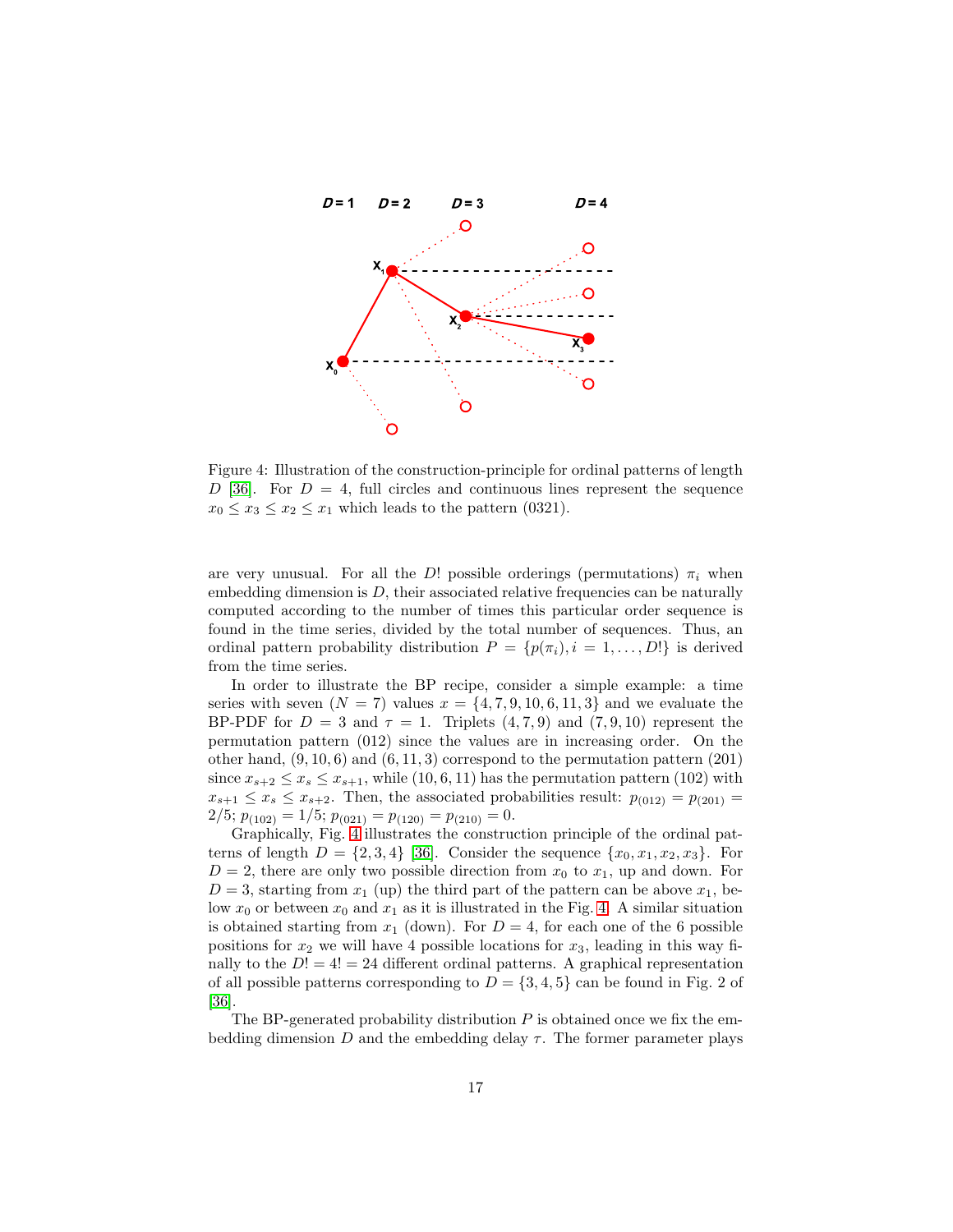Figure 4: Illustration of the construction-principle for ordinal patterns of length $D$ [36]. For $D = 4$, full circles and continuous lines represent the sequence $x_0 \leq x_3 \leq x_2 \leq x_1$ which leads to the pattern (0321).

are very unusual. For all the $D!$ possible orderings (permutations) $\pi_i$ when embedding dimension is $D$, their associated relative frequencies can be naturally computed according to the number of times this particular order sequence is found in the time series, divided by the total number of sequences. Thus, an ordinal pattern probability distribution $P = \{p(\pi_i), i = 1, \ldots, D!\}$ is derived from the time series.

In order to illustrate the BP recipe, consider a simple example: a time series with seven ($N = 7$) values $x = \{4, 7, 9, 10, 6, 11, 3\}$ and we evaluate the BP-PDF for $D = 3$ and $\tau = 1$. Triplets $(4, 7, 9)$ and $(7, 9, 10)$ represent the permutation pattern (012) since the values are in increasing order. On the other hand, $(9, 10, 6)$ and $(6, 11, 3)$ correspond to the permutation pattern (201) since $x_{s+2} \leq x_s \leq x_{s+1}$, while $(10, 6, 11)$ has the permutation pattern (102) with $x_{s+1} \leq x_s \leq x_{s+2}$. Then, the associated probabilities result: $p_{(012)} = p_{(201)} = 2/5$; $p_{(102)} = 1/5$; $p_{(021)} = p_{(120)} = p_{(210)} = 0$.

Graphically, Fig. 4 illustrates the construction principle of the ordinal patterns of length $D = \{2, 3, 4\}$ [36]. Consider the sequence $\{x_0, x_1, x_2, x_3\}$. For $D = 2$, there are only two possible direction from $x_0$ to $x_1$, up and down. For $D = 3$, starting from $x_1$ (up) the third part of the pattern can be above $x_1$, below $x_0$ or between $x_0$ and $x_1$ as it is illustrated in the Fig. 4. A similar situation is obtained starting from $x_1$ (down). For $D = 4$, for each one of the 6 possible positions for $x_2$ we will have 4 possible locations for $x_3$, leading in this way finally to the $D! = 4! = 24$ different ordinal patterns. A graphical representation of all possible patterns corresponding to $D = \{3, 4, 5\}$ can be found in Fig. 2 of [36].

The BP-generated probability distribution $P$ is obtained once we fix the embedding dimension $D$ and the embedding delay $\tau$. The former parameter plays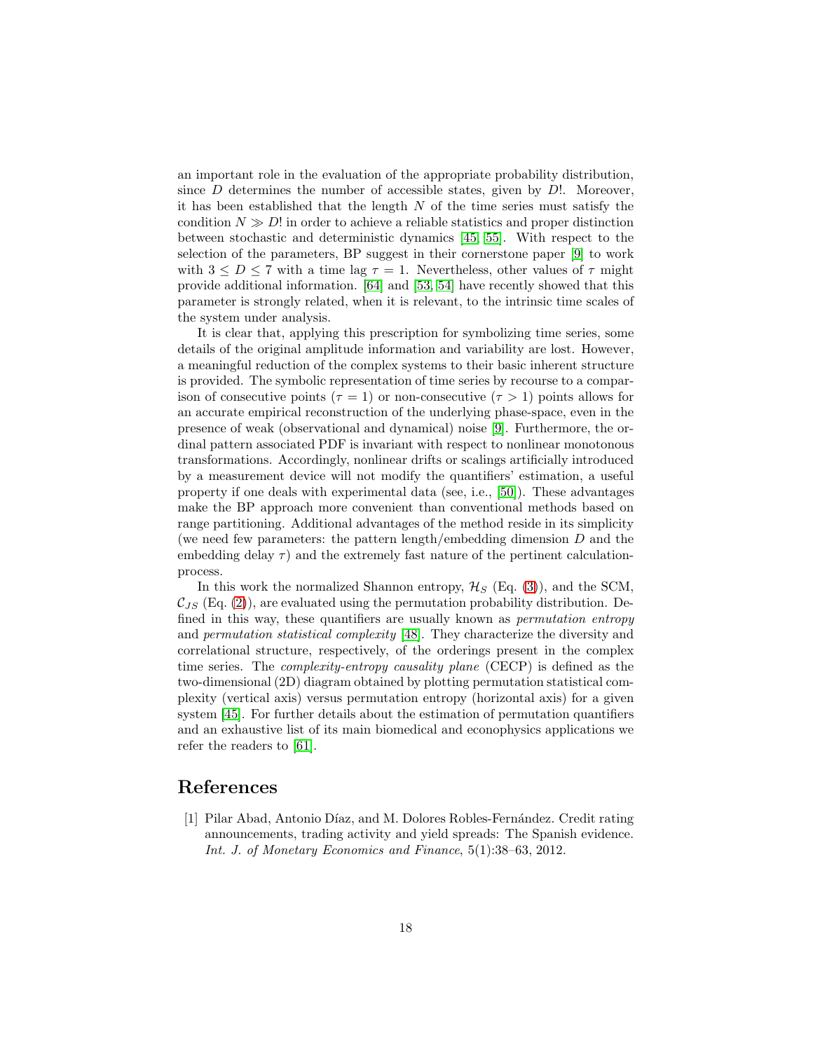an important role in the evaluation of the appropriate probability distribution, since $D$ determines the number of accessible states, given by $D!$. Moreover, it has been established that the length $N$ of the time series must satisfy the condition $N \gg D!$ in order to achieve a reliable statistics and proper distinction between stochastic and deterministic dynamics [45, 55]. With respect to the selection of the parameters, BP suggest in their cornerstone paper [9] to work with $3 \leq D \leq 7$ with a time lag $\tau = 1$. Nevertheless, other values of $\tau$ might provide additional information. [64] and [53, 54] have recently showed that this parameter is strongly related, when it is relevant, to the intrinsic time scales of the system under analysis.

It is clear that, applying this prescription for symbolizing time series, some details of the original amplitude information and variability are lost. However, a meaningful reduction of the complex systems to their basic inherent structure is provided. The symbolic representation of time series by recourse to a comparison of consecutive points ($\tau = 1$) or non-consecutive ($\tau > 1$) points allows for an accurate empirical reconstruction of the underlying phase-space, even in the presence of weak (observational and dynamical) noise [9]. Furthermore, the ordinal pattern associated PDF is invariant with respect to nonlinear monotonous transformations. Accordingly, nonlinear drifts or scalings artificially introduced by a measurement device will not modify the quantifiers' estimation, a useful property if one deals with experimental data (see, i.e., [50]). These advantages make the BP approach more convenient than conventional methods based on range partitioning. Additional advantages of the method reside in its simplicity (we need few parameters: the pattern length/embedding dimension $D$ and the embedding delay $\tau$) and the extremely fast nature of the pertinent calculation-process.

In this work the normalized Shannon entropy, $\mathcal{H}_S$ (Eq. (3)), and the SCM, $\mathcal{C}_{JS}$ (Eq. (2)), are evaluated using the permutation probability distribution. Defined in this way, these quantifiers are usually known as *permutation entropy* and *permutation statistical complexity* [48]. They characterize the diversity and correlational structure, respectively, of the orderings present in the complex time series. The *complexity-entropy causality plane* (CECP) is defined as the two-dimensional (2D) diagram obtained by plotting permutation statistical complexity (vertical axis) versus permutation entropy (horizontal axis) for a given system [45]. For further details about the estimation of permutation quantifiers and an exhaustive list of its main biomedical and econophysics applications we refer the readers to [61].

# References

[1] Pilar Abad, Antonio Díaz, and M. Dolores Robles-Fernández. Credit rating announcements, trading activity and yield spreads: The Spanish evidence. *Int. J. of Monetary Economics and Finance*, 5(1):38–63, 2012.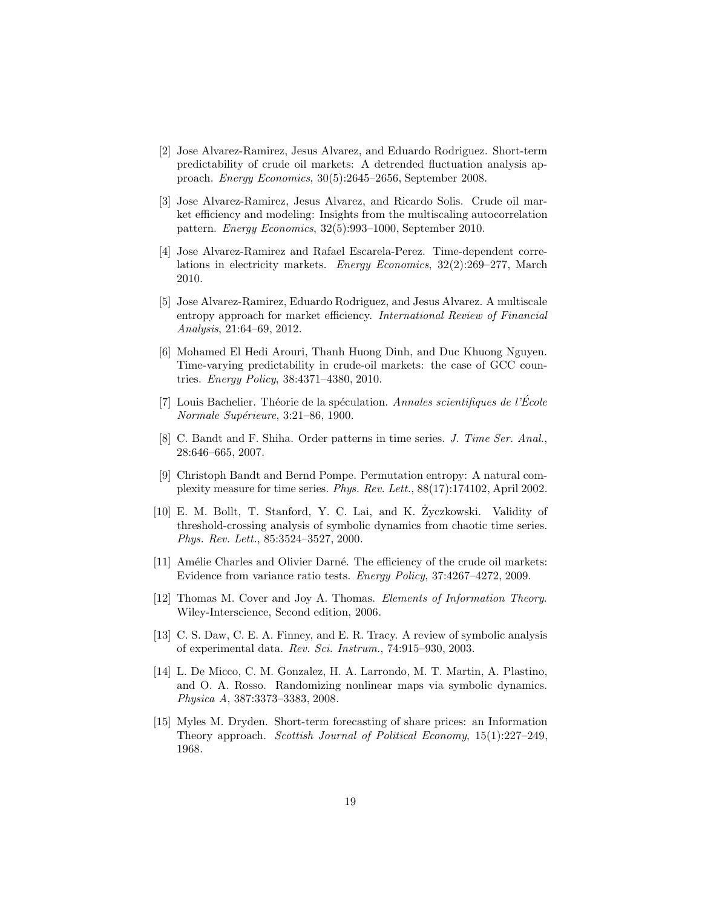[2] Jose Alvarez-Ramirez, Jesus Alvarez, and Eduardo Rodriguez. Short-term predictability of crude oil markets: A detrended fluctuation analysis approach. *Energy Economics*, 30(5):2645–2656, September 2008.

[3] Jose Alvarez-Ramirez, Jesus Alvarez, and Ricardo Solis. Crude oil market efficiency and modeling: Insights from the multiscaling autocorrelation pattern. *Energy Economics*, 32(5):993–1000, September 2010.

[4] Jose Alvarez-Ramirez and Rafael Escarela-Perez. Time-dependent correlations in electricity markets. *Energy Economics*, 32(2):269–277, March 2010.

[5] Jose Alvarez-Ramirez, Eduardo Rodriguez, and Jesus Alvarez. A multiscale entropy approach for market efficiency. *International Review of Financial Analysis*, 21:64–69, 2012.

[6] Mohamed El Hedi Arouri, Thanh Huong Dinh, and Duc Khuong Nguyen. Time-varying predictability in crude-oil markets: the case of GCC countries. *Energy Policy*, 38:4371–4380, 2010.

[7] Louis Bachelier. Théorie de la spéculation. *Annales scientifiques de l'École Normale Supérieure*, 3:21–86, 1900.

[8] C. Bandt and F. Shiha. Order patterns in time series. *J. Time Ser. Anal.*, 28:646–665, 2007.

[9] Christoph Bandt and Bernd Pompe. Permutation entropy: A natural complexity measure for time series. *Phys. Rev. Lett.*, 88(17):174102, April 2002.

[10] E. M. Bollt, T. Stanford, Y. C. Lai, and K. Życzkowski. Validity of threshold-crossing analysis of symbolic dynamics from chaotic time series. *Phys. Rev. Lett.*, 85:3524–3527, 2000.

[11] Amélie Charles and Olivier Darné. The efficiency of the crude oil markets: Evidence from variance ratio tests. *Energy Policy*, 37:4267–4272, 2009.

[12] Thomas M. Cover and Joy A. Thomas. *Elements of Information Theory*. Wiley-Interscience, Second edition, 2006.

[13] C. S. Daw, C. E. A. Finney, and E. R. Tracy. A review of symbolic analysis of experimental data. *Rev. Sci. Instrum.*, 74:915–930, 2003.

[14] L. De Micco, C. M. Gonzalez, H. A. Larrondo, M. T. Martin, A. Plastino, and O. A. Rosso. Randomizing nonlinear maps via symbolic dynamics. *Physica A*, 387:3373–3383, 2008.

[15] Myles M. Dryden. Short-term forecasting of share prices: an Information Theory approach. *Scottish Journal of Political Economy*, 15(1):227–249, 1968.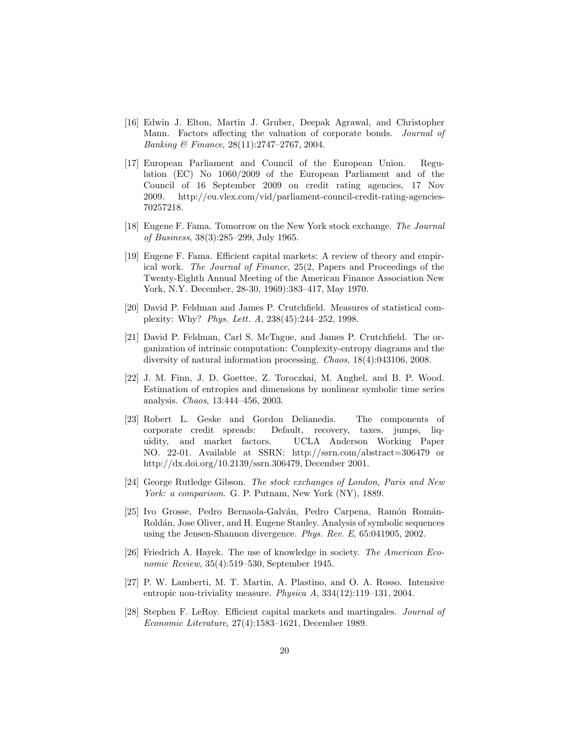[16] Edwin J. Elton, Martin J. Gruber, Deepak Agrawal, and Christopher Mann. Factors affecting the valuation of corporate bonds. *Journal of Banking & Finance*, 28(11):2747–2767, 2004.

[17] European Parliament and Council of the European Union. Regulation (EC) No 1060/2009 of the European Parliament and of the Council of 16 September 2009 on credit rating agencies, 17 Nov 2009. http://eu.vlex.com/vid/parliament-council-credit-rating-agencies-70257218.

[18] Eugene F. Fama. Tomorrow on the New York stock exchange. *The Journal of Business*, 38(3):285–299, July 1965.

[19] Eugene F. Fama. Efficient capital markets: A review of theory and empirical work. *The Journal of Finance*, 25(2, Papers and Proceedings of the Twenty-Eighth Annual Meeting of the American Finance Association New York, N.Y. December, 28-30, 1969):383–417, May 1970.

[20] David P. Feldman and James P. Crutchfield. Measures of statistical complexity: Why? *Phys. Lett. A*, 238(45):244–252, 1998.

[21] David P. Feldman, Carl S. McTague, and James P. Crutchfield. The organization of intrinsic computation: Complexity-entropy diagrams and the diversity of natural information processing. *Chaos*, 18(4):043106, 2008.

[22] J. M. Finn, J. D. Goettee, Z. Toroczkai, M. Anghel, and B. P. Wood. Estimation of entropies and dimensions by nonlinear symbolic time series analysis. *Chaos*, 13:444–456, 2003.

[23] Robert L. Geske and Gordon Delianedis. The components of corporate credit spreads: Default, recovery, taxes, jumps, liquidity, and market factors. UCLA Anderson Working Paper NO. 22-01. Available at SSRN: http://ssrn.com/abstract=306479 or http://dx.doi.org/10.2139/ssrn.306479, December 2001.

[24] George Rutledge Gibson. *The stock exchanges of London, Paris and New York: a comparison*. G. P. Putnam, New York (NY), 1889.

[25] Ivo Grosse, Pedro Bernaola-Galván, Pedro Carpena, Ramón Román-Roldán, Jose Oliver, and H. Eugene Stanley. Analysis of symbolic sequences using the Jensen-Shannon divergence. *Phys. Rev. E*, 65:041905, 2002.

[26] Friedrich A. Hayek. The use of knowledge in society. *The American Economic Review*, 35(4):519–530, September 1945.

[27] P. W. Lamberti, M. T. Martin, A. Plastino, and O. A. Rosso. Intensive entropic non-triviality measure. *Physica A*, 334(12):119–131, 2004.

[28] Stephen F. LeRoy. Efficient capital markets and martingales. *Journal of Economic Literature*, 27(4):1583–1621, December 1989.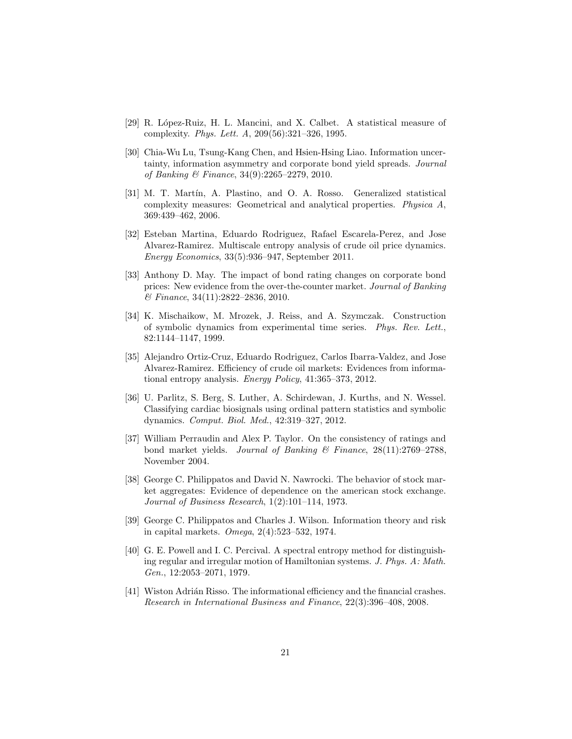[29] R. López-Ruiz, H. L. Mancini, and X. Calbet. A statistical measure of complexity. *Phys. Lett. A*, 209(56):321–326, 1995.

[30] Chia-Wu Lu, Tsung-Kang Chen, and Hsien-Hsing Liao. Information uncertainty, information asymmetry and corporate bond yield spreads. *Journal of Banking & Finance*, 34(9):2265–2279, 2010.

[31] M. T. Martín, A. Plastino, and O. A. Rosso. Generalized statistical complexity measures: Geometrical and analytical properties. *Physica A*, 369:439–462, 2006.

[32] Esteban Martina, Eduardo Rodriguez, Rafael Escarela-Perez, and Jose Alvarez-Ramirez. Multiscale entropy analysis of crude oil price dynamics. *Energy Economics*, 33(5):936–947, September 2011.

[33] Anthony D. May. The impact of bond rating changes on corporate bond prices: New evidence from the over-the-counter market. *Journal of Banking & Finance*, 34(11):2822–2836, 2010.

[34] K. Mischaikow, M. Mrozek, J. Reiss, and A. Szymczak. Construction of symbolic dynamics from experimental time series. *Phys. Rev. Lett.*, 82:1144–1147, 1999.

[35] Alejandro Ortiz-Cruz, Eduardo Rodriguez, Carlos Ibarra-Valdez, and Jose Alvarez-Ramirez. Efficiency of crude oil markets: Evidences from informational entropy analysis. *Energy Policy*, 41:365–373, 2012.

[36] U. Parlitz, S. Berg, S. Luther, A. Schirdewan, J. Kurths, and N. Wessel. Classifying cardiac biosignals using ordinal pattern statistics and symbolic dynamics. *Comput. Biol. Med.*, 42:319–327, 2012.

[37] William Perraudin and Alex P. Taylor. On the consistency of ratings and bond market yields. *Journal of Banking & Finance*, 28(11):2769–2788, November 2004.

[38] George C. Philippatos and David N. Nawrocki. The behavior of stock market aggregates: Evidence of dependence on the american stock exchange. *Journal of Business Research*, 1(2):101–114, 1973.

[39] George C. Philippatos and Charles J. Wilson. Information theory and risk in capital markets. *Omega*, 2(4):523–532, 1974.

[40] G. E. Powell and I. C. Percival. A spectral entropy method for distinguishing regular and irregular motion of Hamiltonian systems. *J. Phys. A: Math. Gen.*, 12:2053–2071, 1979.

[41] Wiston Adrián Risso. The informational efficiency and the financial crashes. *Research in International Business and Finance*, 22(3):396–408, 2008.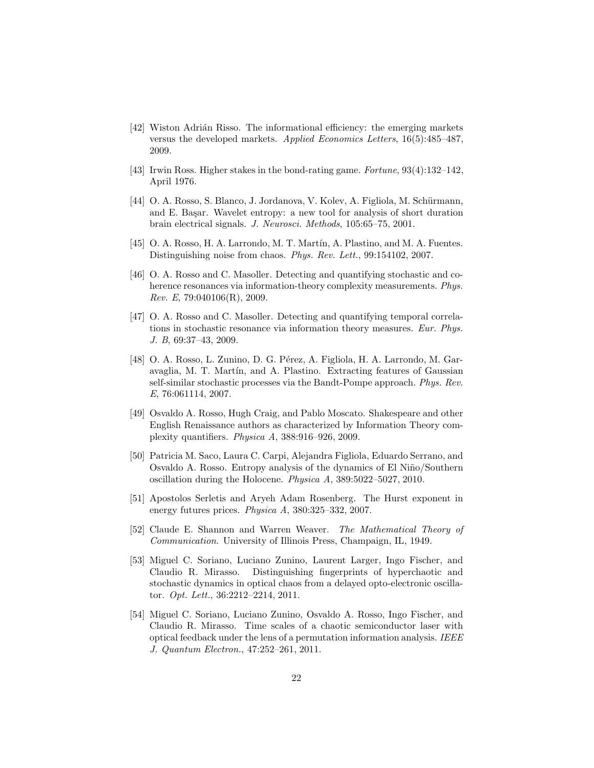[42] Wiston Adrián Risso. The informational efficiency: the emerging markets versus the developed markets. *Applied Economics Letters*, 16(5):485–487, 2009.

[43] Irwin Ross. Higher stakes in the bond-rating game. *Fortune*, 93(4):132–142, April 1976.

[44] O. A. Rosso, S. Blanco, J. Jordanova, V. Kolev, A. Figliola, M. Schürmann, and E. Başar. Wavelet entropy: a new tool for analysis of short duration brain electrical signals. *J. Neurosci. Methods*, 105:65–75, 2001.

[45] O. A. Rosso, H. A. Larrondo, M. T. Martín, A. Plastino, and M. A. Fuentes. Distinguishing noise from chaos. *Phys. Rev. Lett.*, 99:154102, 2007.

[46] O. A. Rosso and C. Masoller. Detecting and quantifying stochastic and coherence resonances via information-theory complexity measurements. *Phys. Rev. E*, 79:040106(R), 2009.

[47] O. A. Rosso and C. Masoller. Detecting and quantifying temporal correlations in stochastic resonance via information theory measures. *Eur. Phys. J. B*, 69:37–43, 2009.

[48] O. A. Rosso, L. Zunino, D. G. Pérez, A. Figliola, H. A. Larrondo, M. Garavaglia, M. T. Martín, and A. Plastino. Extracting features of Gaussian self-similar stochastic processes via the Bandt-Pompe approach. *Phys. Rev. E*, 76:061114, 2007.

[49] Osvaldo A. Rosso, Hugh Craig, and Pablo Moscato. Shakespeare and other English Renaissance authors as characterized by Information Theory complexity quantifiers. *Physica A*, 388:916–926, 2009.

[50] Patricia M. Saco, Laura C. Carpi, Alejandra Figliola, Eduardo Serrano, and Osvaldo A. Rosso. Entropy analysis of the dynamics of El Niño/Southern oscillation during the Holocene. *Physica A*, 389:5022–5027, 2010.

[51] Apostolos Serletis and Aryeh Adam Rosenberg. The Hurst exponent in energy futures prices. *Physica A*, 380:325–332, 2007.

[52] Claude E. Shannon and Warren Weaver. *The Mathematical Theory of Communication*. University of Illinois Press, Champaign, IL, 1949.

[53] Miguel C. Soriano, Luciano Zunino, Laurent Larger, Ingo Fischer, and Claudio R. Mirasso. Distinguishing fingerprints of hyperchaotic and stochastic dynamics in optical chaos from a delayed opto-electronic oscillator. *Opt. Lett.*, 36:2212–2214, 2011.

[54] Miguel C. Soriano, Luciano Zunino, Osvaldo A. Rosso, Ingo Fischer, and Claudio R. Mirasso. Time scales of a chaotic semiconductor laser with optical feedback under the lens of a permutation information analysis. *IEEE J. Quantum Electron.*, 47:252–261, 2011.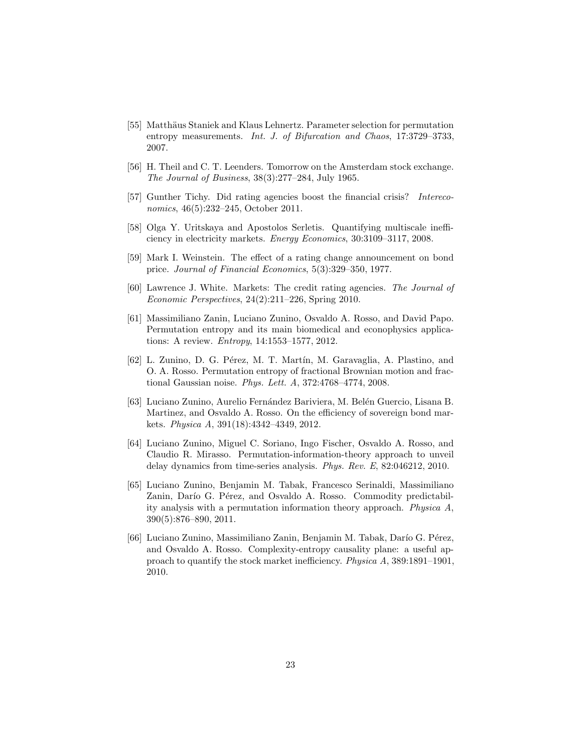[55] Matthäus Staniek and Klaus Lehnertz. Parameter selection for permutation entropy measurements. *Int. J. of Bifurcation and Chaos*, 17:3729–3733, 2007.

[56] H. Theil and C. T. Leenders. Tomorrow on the Amsterdam stock exchange. *The Journal of Business*, 38(3):277–284, July 1965.

[57] Gunther Tichy. Did rating agencies boost the financial crisis? *Intereconomics*, 46(5):232–245, October 2011.

[58] Olga Y. Uritskaya and Apostolos Serletis. Quantifying multiscale inefficiency in electricity markets. *Energy Economics*, 30:3109–3117, 2008.

[59] Mark I. Weinstein. The effect of a rating change announcement on bond price. *Journal of Financial Economics*, 5(3):329–350, 1977.

[60] Lawrence J. White. Markets: The credit rating agencies. *The Journal of Economic Perspectives*, 24(2):211–226, Spring 2010.

[61] Massimiliano Zanin, Luciano Zunino, Osvaldo A. Rosso, and David Papo. Permutation entropy and its main biomedical and econophysics applications: A review. *Entropy*, 14:1553–1577, 2012.

[62] L. Zunino, D. G. Pérez, M. T. Martín, M. Garavaglia, A. Plastino, and O. A. Rosso. Permutation entropy of fractional Brownian motion and fractional Gaussian noise. *Phys. Lett. A*, 372:4768–4774, 2008.

[63] Luciano Zunino, Aurelio Fernández Bariviera, M. Belén Guercio, Lisana B. Martinez, and Osvaldo A. Rosso. On the efficiency of sovereign bond markets. *Physica A*, 391(18):4342–4349, 2012.

[64] Luciano Zunino, Miguel C. Soriano, Ingo Fischer, Osvaldo A. Rosso, and Claudio R. Mirasso. Permutation-information-theory approach to unveil delay dynamics from time-series analysis. *Phys. Rev. E*, 82:046212, 2010.

[65] Luciano Zunino, Benjamin M. Tabak, Francesco Serinaldi, Massimiliano Zanin, Darío G. Pérez, and Osvaldo A. Rosso. Commodity predictability analysis with a permutation information theory approach. *Physica A*, 390(5):876–890, 2011.

[66] Luciano Zunino, Massimiliano Zanin, Benjamin M. Tabak, Darío G. Pérez, and Osvaldo A. Rosso. Complexity-entropy causality plane: a useful approach to quantify the stock market inefficiency. *Physica A*, 389:1891–1901, 2010.